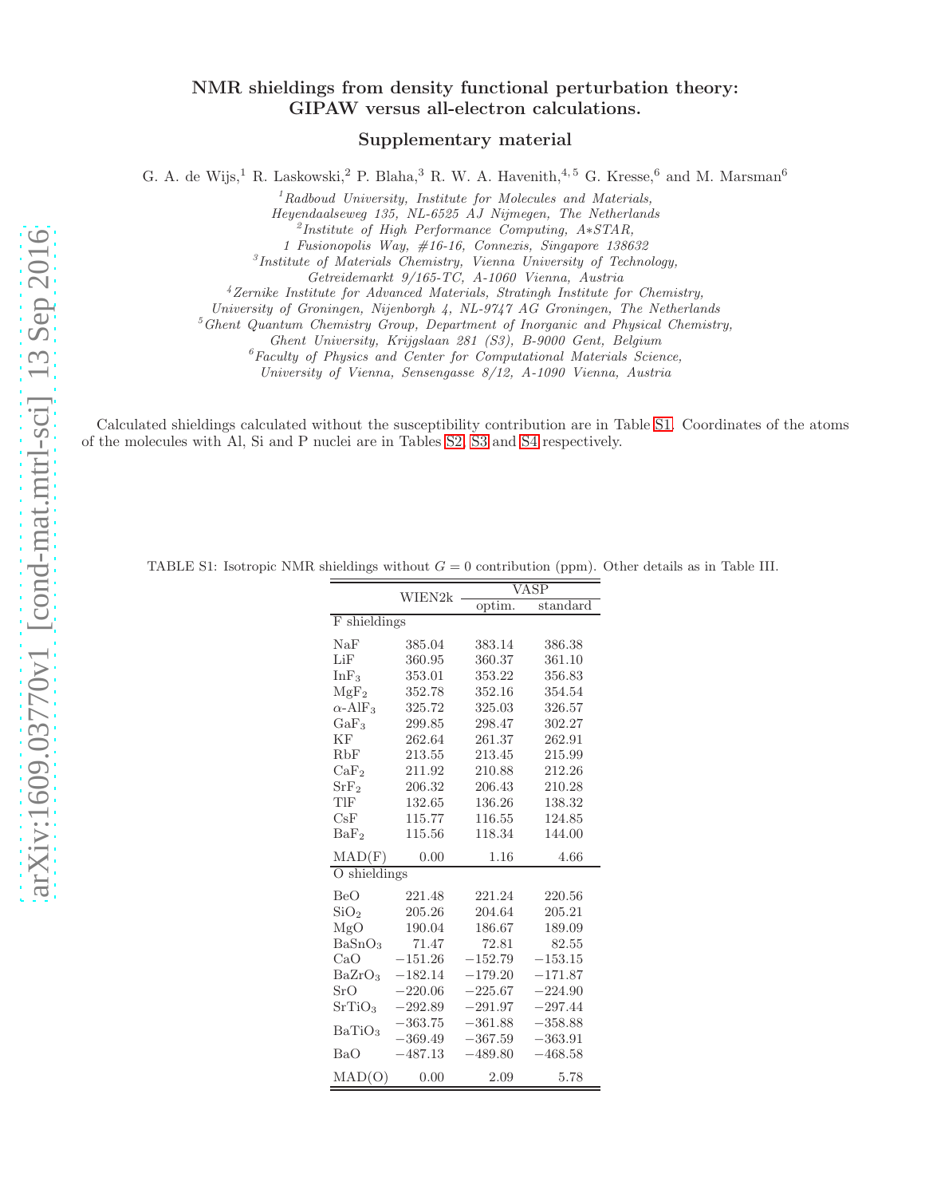# NMR shieldings from density functional perturbation theory: GIPAW versus all-electron calculations.

## Supplementary material

G. A. de Wijs,[1] R. Laskowski,[2] P. Blaha,[3] R. W. A. Havenith,[4,5] G. Kresse,[6] and M. Marsman[6]

[1] *Radboud University, Institute for Molecules and Materials, Heyendaalseweg 135, NL-6525 AJ Nijmegen, The Netherlands*
[2] *Institute of High Performance Computing, A*STAR, 1 Fusionopolis Way, #16-16, Connexis, Singapore 138632*
[3] *Institute of Materials Chemistry, Vienna University of Technology, Getreidemarkt 9/165-TC, A-1060 Vienna, Austria*
[4] *Zernike Institute for Advanced Materials, Stratingh Institute for Chemistry, University of Groningen, Nijenborgh 4, NL-9747 AG Groningen, The Netherlands*
[5] *Ghent Quantum Chemistry Group, Department of Inorganic and Physical Chemistry, Ghent University, Krijgslaan 281 (S3), B-9000 Gent, Belgium*
[6] *Faculty of Physics and Center for Computational Materials Science, University of Vienna, Sensengasse 8/12, A-1090 Vienna, Austria*

Calculated shieldings calculated without the susceptibility contribution are in Table S1. Coordinates of the atoms of the molecules with Al, Si and P nuclei are in Tables S2, S3 and S4 respectively.

TABLE S1: Isotropic NMR shieldings without $G = 0$ contribution (ppm). Other details as in Table III.

| | WIEN2k | VASP | |
|---|---|---|---|
| | | optim. | standard |
| F shieldings | | | |
| NaF | 385.04 | 383.14 | 386.38 |
| LiF | 360.95 | 360.37 | 361.10 |
| $InF_3$ | 353.01 | 353.22 | 356.83 |
| $MgF_2$ | 352.78 | 352.16 | 354.54 |
| $\alpha$-$AlF_3$ | 325.72 | 325.03 | 326.57 |
| $GaF_3$ | 299.85 | 298.47 | 302.27 |
| KF | 262.64 | 261.37 | 262.91 |
| RbF | 213.55 | 213.45 | 215.99 |
| $CaF_2$ | 211.92 | 210.88 | 212.26 |
| $SrF_2$ | 206.32 | 206.43 | 210.28 |
| TlF | 132.65 | 136.26 | 138.32 |
| CsF | 115.77 | 116.55 | 124.85 |
| $BaF_2$ | 115.56 | 118.34 | 144.00 |
| MAD(F) | 0.00 | 1.16 | 4.66 |
| O shieldings | | | |
| BeO | 221.48 | 221.24 | 220.56 |
| $SiO_2$ | 205.26 | 204.64 | 205.21 |
| MgO | 190.04 | 186.67 | 189.09 |
| $BaSnO_3$ | 71.47 | 72.81 | 82.55 |
| CaO | −151.26 | −152.79 | −153.15 |
| $BaZrO_3$ | −182.14 | −179.20 | −171.87 |
| SrO | −220.06 | −225.67 | −224.90 |
| $SrTiO_3$ | −292.89 | −291.97 | −297.44 |
| $BaTiO_3$ | −363.75 | −361.88 | −358.88 |
| | −369.49 | −367.59 | −363.91 |
| BaO | −487.13 | −489.80 | −468.58 |
| MAD(O) | 0.00 | 2.09 | 5.78 |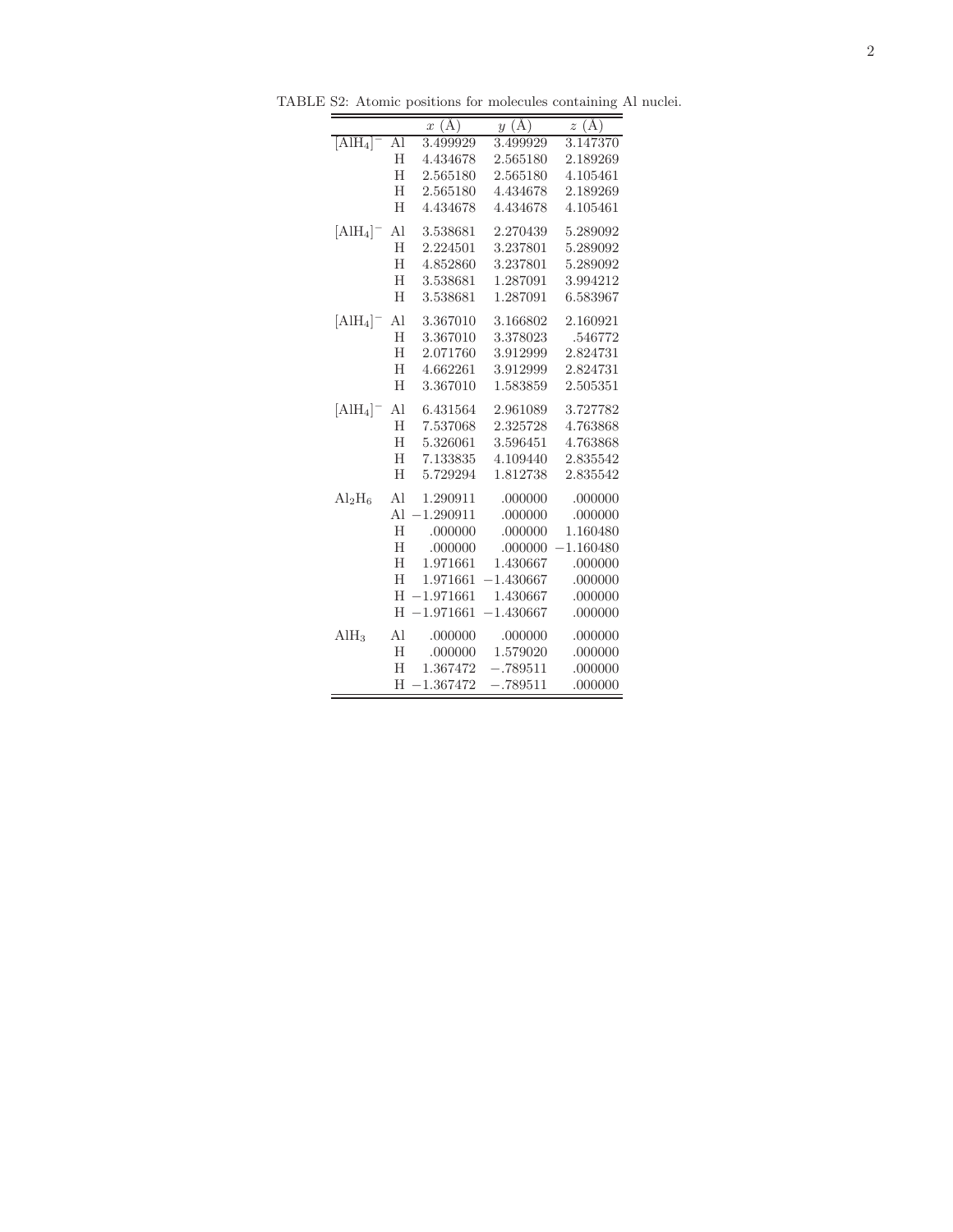TABLE S2: Atomic positions for molecules containing Al nuclei.

| | | $x$ (Å) | $y$ (Å) | $z$ (Å) |
|---|---|---|---|---|
| $[AlH_4]^-$ | Al | 3.499929 | 3.499929 | 3.147370 |
| | H | 4.434678 | 2.565180 | 2.189269 |
| | H | 2.565180 | 2.565180 | 4.105461 |
| | H | 2.565180 | 4.434678 | 2.189269 |
| | H | 4.434678 | 4.434678 | 4.105461 |
| $[AlH_4]^-$ | Al | 3.538681 | 2.270439 | 5.289092 |
| | H | 2.224501 | 3.237801 | 5.289092 |
| | H | 4.852860 | 3.237801 | 5.289092 |
| | H | 3.538681 | 1.287091 | 3.994212 |
| | H | 3.538681 | 1.287091 | 6.583967 |
| $[AlH_4]^-$ | Al | 3.367010 | 3.166802 | 2.160921 |
| | H | 3.367010 | 3.378023 | .546772 |
| | H | 2.071760 | 3.912999 | 2.824731 |
| | H | 4.662261 | 3.912999 | 2.824731 |
| | H | 3.367010 | 1.583859 | 2.505351 |
| $[AlH_4]^-$ | Al | 6.431564 | 2.961089 | 3.727782 |
| | H | 7.537068 | 2.325728 | 4.763868 |
| | H | 5.326061 | 3.596451 | 4.763868 |
| | H | 7.133835 | 4.109440 | 2.835542 |
| | H | 5.729294 | 1.812738 | 2.835542 |
| $Al_2H_6$ | Al | 1.290911 | .000000 | .000000 |
| | Al | −1.290911 | .000000 | .000000 |
| | H | .000000 | .000000 | 1.160480 |
| | H | .000000 | .000000 | −1.160480 |
| | H | 1.971661 | 1.430667 | .000000 |
| | H | 1.971661 | −1.430667 | .000000 |
| | H | −1.971661 | 1.430667 | .000000 |
| | H | −1.971661 | −1.430667 | .000000 |
| $AlH_3$ | Al | .000000 | .000000 | .000000 |
| | H | .000000 | 1.579020 | .000000 |
| | H | 1.367472 | −.789511 | .000000 |
| | H | −1.367472 | −.789511 | .000000 |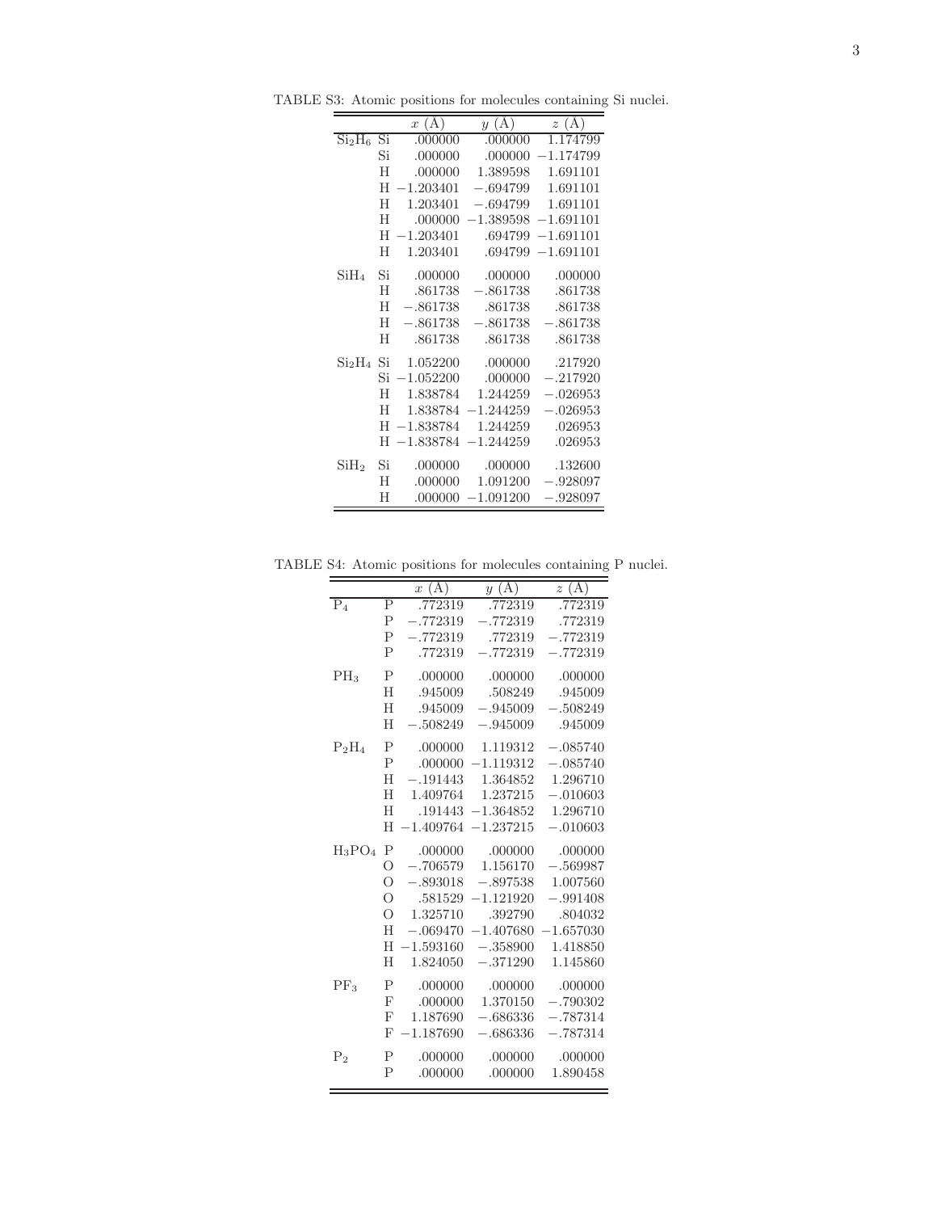TABLE S3: Atomic positions for molecules containing Si nuclei.

| | | $x$ (Å) | $y$ (Å) | $z$ (Å) |
|---|---|---|---|---|
| $Si_2H_6$ | Si | .000000 | .000000 | 1.174799 |
| | Si | .000000 | .000000 | −1.174799 |
| | H | .000000 | 1.389598 | 1.691101 |
| | H | −1.203401 | −.694799 | 1.691101 |
| | H | 1.203401 | −.694799 | 1.691101 |
| | H | .000000 | −1.389598 | −1.691101 |
| | H | −1.203401 | .694799 | −1.691101 |
| | H | 1.203401 | .694799 | −1.691101 |
| $SiH_4$ | Si | .000000 | .000000 | .000000 |
| | H | .861738 | −.861738 | .861738 |
| | H | −.861738 | .861738 | .861738 |
| | H | −.861738 | −.861738 | −.861738 |
| | H | .861738 | .861738 | .861738 |
| $Si_2H_4$ | Si | 1.052200 | .000000 | .217920 |
| | Si | −1.052200 | .000000 | −.217920 |
| | H | 1.838784 | 1.244259 | −.026953 |
| | H | 1.838784 | −1.244259 | −.026953 |
| | H | −1.838784 | 1.244259 | .026953 |
| | H | −1.838784 | −1.244259 | .026953 |
| $SiH_2$ | Si | .000000 | .000000 | .132600 |
| | H | .000000 | 1.091200 | −.928097 |
| | H | .000000 | −1.091200 | −.928097 |

TABLE S4: Atomic positions for molecules containing P nuclei.

| | | $x$ (Å) | $y$ (Å) | $z$ (Å) |
|---|---|---|---|---|
| $P_4$ | P | .772319 | .772319 | .772319 |
| | P | −.772319 | −.772319 | .772319 |
| | P | −.772319 | .772319 | −.772319 |
| | P | .772319 | −.772319 | −.772319 |
| $PH_3$ | P | .000000 | .000000 | .000000 |
| | H | .945009 | .508249 | .945009 |
| | H | .945009 | −.945009 | −.508249 |
| | H | −.508249 | −.945009 | .945009 |
| $P_2H_4$ | P | .000000 | 1.119312 | −.085740 |
| | P | .000000 | −1.119312 | −.085740 |
| | H | −.191443 | 1.364852 | 1.296710 |
| | H | 1.409764 | 1.237215 | −.010603 |
| | H | .191443 | −1.364852 | 1.296710 |
| | H | −1.409764 | −1.237215 | −.010603 |
| $H_3PO_4$ | P | .000000 | .000000 | .000000 |
| | O | −.706579 | 1.156170 | −.569987 |
| | O | −.893018 | −.897538 | 1.007560 |
| | O | .581529 | −1.121920 | −.991408 |
| | O | 1.325710 | .392790 | .804032 |
| | H | −.069470 | −1.407680 | −1.657030 |
| | H | −1.593160 | −.358900 | 1.418850 |
| | H | 1.824050 | −.371290 | 1.145860 |
| $PF_3$ | P | .000000 | .000000 | .000000 |
| | F | .000000 | 1.370150 | −.790302 |
| | F | 1.187690 | −.686336 | −.787314 |
| | F | −1.187690 | −.686336 | −.787314 |
| $P_2$ | P | .000000 | .000000 | .000000 |
| | P | .000000 | .000000 | 1.890458 |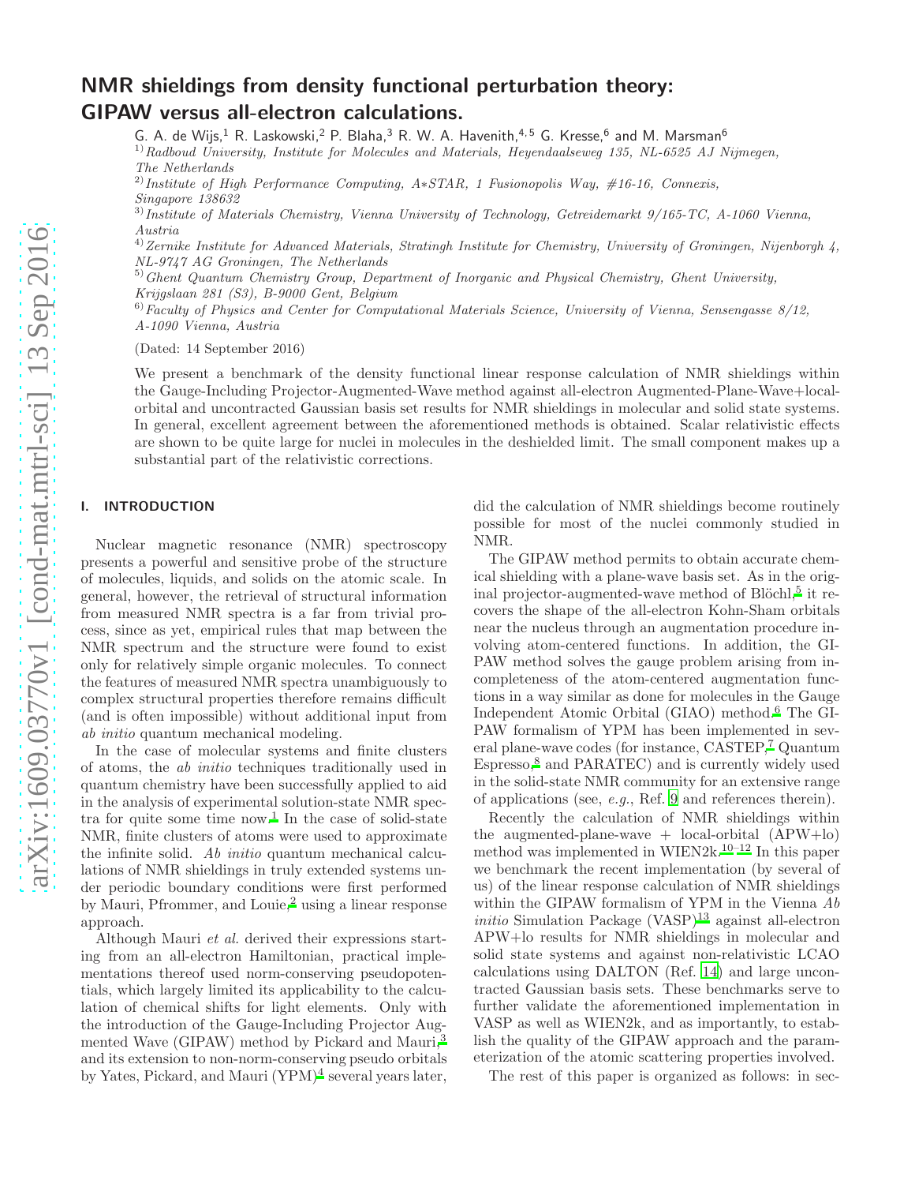# NMR shieldings from density functional perturbation theory: GIPAW versus all-electron calculations.

G. A. de Wijs,[1] R. Laskowski,[2] P. Blaha,[3] R. W. A. Havenith,[4,5] G. Kresse,[6] and M. Marsman[6]

[1)] *Radboud University, Institute for Molecules and Materials, Heyendaalseweg 135, NL-6525 AJ Nijmegen, The Netherlands*

[2)] *Institute of High Performance Computing, A\*STAR, 1 Fusionopolis Way, #16-16, Connexis, Singapore 138632*

[3)] *Institute of Materials Chemistry, Vienna University of Technology, Getreidemarkt 9/165-TC, A-1060 Vienna, Austria*

[4)] *Zernike Institute for Advanced Materials, Stratingh Institute for Chemistry, University of Groningen, Nijenborgh 4, NL-9747 AG Groningen, The Netherlands*

[5)] *Ghent Quantum Chemistry Group, Department of Inorganic and Physical Chemistry, Ghent University, Krijgslaan 281 (S3), B-9000 Gent, Belgium*

[6)] *Faculty of Physics and Center for Computational Materials Science, University of Vienna, Sensengasse 8/12, A-1090 Vienna, Austria*

(Dated: 14 September 2016)

We present a benchmark of the density functional linear response calculation of NMR shieldings within the Gauge-Including Projector-Augmented-Wave method against all-electron Augmented-Plane-Wave+local-orbital and uncontracted Gaussian basis set results for NMR shieldings in molecular and solid state systems. In general, excellent agreement between the aforementioned methods is obtained. Scalar relativistic effects are shown to be quite large for nuclei in molecules in the deshielded limit. The small component makes up a substantial part of the relativistic corrections.

## I. INTRODUCTION

Nuclear magnetic resonance (NMR) spectroscopy presents a powerful and sensitive probe of the structure of molecules, liquids, and solids on the atomic scale. In general, however, the retrieval of structural information from measured NMR spectra is a far from trivial process, since as yet, empirical rules that map between the NMR spectrum and the structure were found to exist only for relatively simple organic molecules. To connect the features of measured NMR spectra unambiguously to complex structural properties therefore remains difficult (and is often impossible) without additional input from *ab initio* quantum mechanical modeling.

In the case of molecular systems and finite clusters of atoms, the *ab initio* techniques traditionally used in quantum chemistry have been successfully applied to aid in the analysis of experimental solution-state NMR spectra for quite some time now.[1] In the case of solid-state NMR, finite clusters of atoms were used to approximate the infinite solid. *Ab initio* quantum mechanical calculations of NMR shieldings in truly extended systems under periodic boundary conditions were first performed by Mauri, Pfrommer, and Louie,[2] using a linear response approach.

Although Mauri *et al.* derived their expressions starting from an all-electron Hamiltonian, practical implementations thereof used norm-conserving pseudopotentials, which largely limited its applicability to the calculation of chemical shifts for light elements. Only with the introduction of the Gauge-Including Projector Augmented Wave (GIPAW) method by Pickard and Mauri,[3] and its extension to non-norm-conserving pseudo orbitals by Yates, Pickard, and Mauri (YPM)[4] several years later, did the calculation of NMR shieldings become routinely possible for most of the nuclei commonly studied in NMR.

The GIPAW method permits to obtain accurate chemical shielding with a plane-wave basis set. As in the original projector-augmented-wave method of Blöchl,[5] it recovers the shape of the all-electron Kohn-Sham orbitals near the nucleus through an augmentation procedure involving atom-centered functions. In addition, the GIPAW method solves the gauge problem arising from incompleteness of the atom-centered augmentation functions in a way similar as done for molecules in the Gauge Independent Atomic Orbital (GIAO) method.[6] The GIPAW formalism of YPM has been implemented in several plane-wave codes (for instance, CASTEP,[7] Quantum Espresso,[8] and PARATEC) and is currently widely used in the solid-state NMR community for an extensive range of applications (see, *e.g.*, Ref. 9 and references therein).

Recently the calculation of NMR shieldings within the augmented-plane-wave + local-orbital (APW+lo) method was implemented in WIEN2k.[10–12] In this paper we benchmark the recent implementation (by several of us) of the linear response calculation of NMR shieldings within the GIPAW formalism of YPM in the Vienna *Ab initio* Simulation Package (VASP)[13] against all-electron APW+lo results for NMR shieldings in molecular and solid state systems and against non-relativistic LCAO calculations using DALTON (Ref. 14) and large uncontracted Gaussian basis sets. These benchmarks serve to further validate the aforementioned implementation in VASP as well as WIEN2k, and as importantly, to establish the quality of the GIPAW approach and the parameterization of the atomic scattering properties involved.

The rest of this paper is organized as follows: in sec-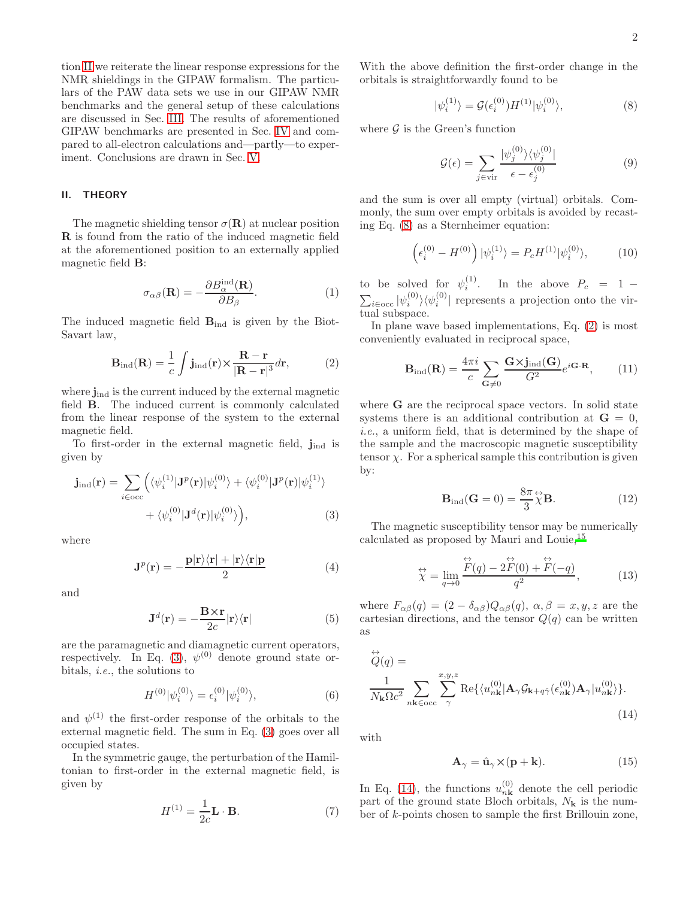tion II we reiterate the linear response expressions for the NMR shieldings in the GIPAW formalism. The particulars of the PAW data sets we use in our GIPAW NMR benchmarks and the general setup of these calculations are discussed in Sec. III. The results of aforementioned GIPAW benchmarks are presented in Sec. IV and compared to all-electron calculations and—partly—to experiment. Conclusions are drawn in Sec. V.

## II. THEORY

The magnetic shielding tensor $\sigma(\mathbf{R})$ at nuclear position $\mathbf{R}$ is found from the ratio of the induced magnetic field at the aforementioned position to an externally applied magnetic field $\mathbf{B}$:

$$\sigma_{\alpha\beta}(\mathbf{R}) = -\frac{\partial B_{\alpha}^{\text{ind}}(\mathbf{R})}{\partial B_{\beta}}. \tag{1}$$

The induced magnetic field $\mathbf{B}_{\text{ind}}$ is given by the Biot-Savart law,

$$\mathbf{B}_{\text{ind}}(\mathbf{R}) = \frac{1}{c}\int \mathbf{j}_{\text{ind}}(\mathbf{r})\times\frac{\mathbf{R}-\mathbf{r}}{|\mathbf{R}-\mathbf{r}|^3}d\mathbf{r}, \tag{2}$$

where $\mathbf{j}_{\text{ind}}$ is the current induced by the external magnetic field $\mathbf{B}$. The induced current is commonly calculated from the linear response of the system to the external magnetic field.

To first-order in the external magnetic field, $\mathbf{j}_{\text{ind}}$ is given by

$$\mathbf{j}_{\text{ind}}(\mathbf{r}) = \sum_{i\in\text{occ}}\Big(\langle\psi_i^{(1)}|\mathbf{J}^p(\mathbf{r})|\psi_i^{(0)}\rangle + \langle\psi_i^{(0)}|\mathbf{J}^p(\mathbf{r})|\psi_i^{(1)}\rangle + \langle\psi_i^{(0)}|\mathbf{J}^d(\mathbf{r})|\psi_i^{(0)}\rangle\Big), \tag{3}$$

where

$$\mathbf{J}^p(\mathbf{r}) = -\frac{\mathbf{p}|\mathbf{r}\rangle\langle\mathbf{r}| + |\mathbf{r}\rangle\langle\mathbf{r}|\mathbf{p}}{2} \tag{4}$$

and

$$\mathbf{J}^d(\mathbf{r}) = -\frac{\mathbf{B}\times\mathbf{r}}{2c}|\mathbf{r}\rangle\langle\mathbf{r}| \tag{5}$$

are the paramagnetic and diamagnetic current operators, respectively. In Eq. (3), $\psi^{(0)}$ denote ground state orbitals, *i.e.*, the solutions to

$$H^{(0)}|\psi_i^{(0)}\rangle = \epsilon_i^{(0)}|\psi_i^{(0)}\rangle, \tag{6}$$

and $\psi^{(1)}$ the first-order response of the orbitals to the external magnetic field. The sum in Eq. (3) goes over all occupied states.

In the symmetric gauge, the perturbation of the Hamiltonian to first-order in the external magnetic field, is given by

$$H^{(1)} = \frac{1}{2c}\mathbf{L}\cdot\mathbf{B}. \tag{7}$$

With the above definition the first-order change in the orbitals is straightforwardly found to be

$$|\psi_i^{(1)}\rangle = \mathcal{G}(\epsilon_i^{(0)})H^{(1)}|\psi_i^{(0)}\rangle, \tag{8}$$

where $\mathcal{G}$ is the Green's function

$$\mathcal{G}(\epsilon) = \sum_{j\in\text{vir}}\frac{|\psi_j^{(0)}\rangle\langle\psi_j^{(0)}|}{\epsilon-\epsilon_j^{(0)}} \tag{9}$$

and the sum is over all empty (virtual) orbitals. Commonly, the sum over empty orbitals is avoided by recasting Eq. (8) as a Sternheimer equation:

$$\left(\epsilon_i^{(0)} - H^{(0)}\right)|\psi_i^{(1)}\rangle = P_c H^{(1)}|\psi_i^{(0)}\rangle, \tag{10}$$

to be solved for $\psi_i^{(1)}$. In the above $P_c = 1 - \sum_{i\in\text{occ}}|\psi_i^{(0)}\rangle\langle\psi_i^{(0)}|$ represents a projection onto the virtual subspace.

In plane wave based implementations, Eq. (2) is most conveniently evaluated in reciprocal space,

$$\mathbf{B}_{\text{ind}}(\mathbf{R}) = \frac{4\pi i}{c}\sum_{\mathbf{G}\neq 0}\frac{\mathbf{G}\times\mathbf{j}_{\text{ind}}(\mathbf{G})}{G^2}e^{i\mathbf{G}\cdot\mathbf{R}}, \tag{11}$$

where $\mathbf{G}$ are the reciprocal space vectors. In solid state systems there is an additional contribution at $\mathbf{G} = 0$, *i.e.*, a uniform field, that is determined by the shape of the sample and the macroscopic magnetic susceptibility tensor $\chi$. For a spherical sample this contribution is given by:

$$\mathbf{B}_{\text{ind}}(\mathbf{G}=0) = \frac{8\pi}{3}\overleftrightarrow{\chi}\mathbf{B}. \tag{12}$$

The magnetic susceptibility tensor may be numerically calculated as proposed by Mauri and Louie,[15]

$$\overleftrightarrow{\chi} = \lim_{q\to 0}\frac{\overleftrightarrow{F}(q) - 2\overleftrightarrow{F}(0) + \overleftrightarrow{F}(-q)}{q^2}, \tag{13}$$

where $F_{\alpha\beta}(q) = (2-\delta_{\alpha\beta})Q_{\alpha\beta}(q)$, $\alpha,\beta = x,y,z$ are the cartesian directions, and the tensor $Q(q)$ can be written as

$$\overleftrightarrow{Q}(q) = \frac{1}{N_{\mathbf{k}}\Omega c^2}\sum_{n\mathbf{k}\in\text{occ}}\sum_{\gamma}^{x,y,z}\text{Re}\{\langle u_{n\mathbf{k}}^{(0)}|\mathbf{A}_{\gamma}\mathcal{G}_{\mathbf{k}+q\hat{\gamma}}(\epsilon_{n\mathbf{k}}^{(0)})\mathbf{A}_{\gamma}|u_{n\mathbf{k}}^{(0)}\rangle\}. \tag{14}$$

with

$$\mathbf{A}_{\gamma} = \hat{\mathbf{u}}_{\gamma}\times(\mathbf{p}+\mathbf{k}). \tag{15}$$

In Eq. (14), the functions $u_{n\mathbf{k}}^{(0)}$ denote the cell periodic part of the ground state Bloch orbitals, $N_{\mathbf{k}}$ is the number of $k$-points chosen to sample the first Brillouin zone,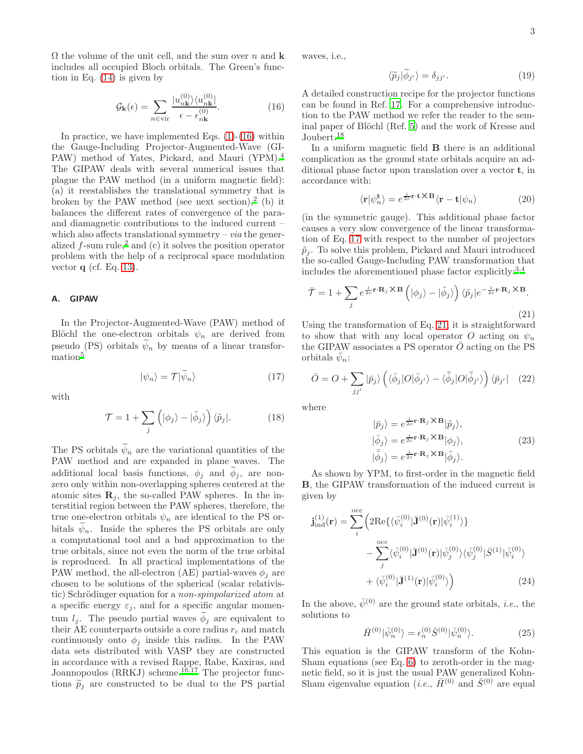$\Omega$ the volume of the unit cell, and the sum over $n$ and $\mathbf{k}$ includes all occupied Bloch orbitals. The Green's function in Eq. (14) is given by

$$\mathcal{G}_{\mathbf{k}}(\epsilon) = \sum_{n \in \text{vir}} \frac{|u_{n\mathbf{k}}^{(0)}\rangle\langle u_{n\mathbf{k}}^{(0)}|}{\epsilon - \epsilon_{n\mathbf{k}}^{(0)}}. \tag{16}$$

In practice, we have implemented Eqs. (1)-(16) within the Gauge-Including Projector-Augmented-Wave (GIPAW) method of Yates, Pickard, and Mauri (YPM).[4] The GIPAW deals with several numerical issues that plague the PAW method (in a uniform magnetic field): (a) it reestablishes the translational symmetry that is broken by the PAW method (see next section),[2] (b) it balances the different rates of convergence of the para- and diamagnetic contributions to the induced current – which also affects translational symmetry – *via* the generalized $f$-sum rule,[2] and (c) it solves the position operator problem with the help of a reciprocal space modulation vector $\mathbf{q}$ (cf. Eq. 13).

### A. GIPAW

In the Projector-Augmented-Wave (PAW) method of Blöchl the one-electron orbitals $\psi_n$ are derived from pseudo (PS) orbitals $\widetilde{\psi}_n$ by means of a linear transformation[5]

$$|\psi_n\rangle = \mathcal{T}|\widetilde{\psi}_n\rangle \tag{17}$$

with

$$\mathcal{T} = 1 + \sum_j \left(|\phi_j\rangle - |\tilde{\phi}_j\rangle\right)\langle\tilde{p}_j|. \tag{18}$$

The PS orbitals $\widetilde{\psi}_n$ are the variational quantities of the PAW method and are expanded in plane waves. The additional local basis functions, $\phi_j$ and $\widetilde{\phi}_j$, are nonzero only within non-overlapping spheres centered at the atomic sites $\mathbf{R}_j$, the so-called PAW spheres. In the interstitial region between the PAW spheres, therefore, the true one-electron orbitals $\psi_n$ are identical to the PS orbitals $\widetilde{\psi}_n$. Inside the spheres the PS orbitals are only a computational tool and a bad approximation to the true orbitals, since not even the norm of the true orbital is reproduced. In all practical implementations of the PAW method, the all-electron (AE) partial-waves $\phi_j$ are chosen to be solutions of the spherical (scalar relativistic) Schrödinger equation for a *non-spinpolarized atom* at a specific energy $\varepsilon_j$, and for a specific angular momentum $l_j$. The pseudo partial waves $\widetilde{\phi}_j$ are equivalent to their AE counterparts outside a core radius $r_c$ and match continuously onto $\phi_j$ inside this radius. In the PAW data sets distributed with VASP they are constructed in accordance with a revised Rappe, Rabe, Kaxiras, and Joannopoulos (RRKJ) scheme.[16,17] The projector functions $\widetilde{p}_j$ are constructed to be dual to the PS partial waves, i.e.,

$$\langle\widetilde{p}_j|\widetilde{\phi}_{j'}\rangle = \delta_{jj'}. \tag{19}$$

A detailed construction recipe for the projector functions can be found in Ref. 17. For a comprehensive introduction to the PAW method we refer the reader to the seminal paper of Blöchl (Ref. 5) and the work of Kresse and Joubert.[18]

In a uniform magnetic field $\mathbf{B}$ there is an additional complication as the ground state orbitals acquire an additional phase factor upon translation over a vector $\mathbf{t}$, in accordance with:

$$\langle\mathbf{r}|\psi_n^{\mathbf{t}}\rangle = e^{\frac{i}{2c}\mathbf{r}\cdot\mathbf{t}\times\mathbf{B}}\langle\mathbf{r}-\mathbf{t}|\psi_n\rangle \tag{20}$$

(in the symmetric gauge). This additional phase factor causes a very slow convergence of the linear transformation of Eq. 17 with respect to the number of projectors $\tilde{p}_j$. To solve this problem, Pickard and Mauri introduced the so-called Gauge-Including PAW transformation that includes the aforementioned phase factor explicitly:[3,4]

$$\bar{\mathcal{T}} = 1 + \sum_j e^{\frac{i}{2c}\mathbf{r}\cdot\mathbf{R}_j\times\mathbf{B}}\left(|\phi_j\rangle - |\tilde{\phi}_j\rangle\right)\langle\tilde{p}_j|e^{-\frac{i}{2c}\mathbf{r}\cdot\mathbf{R}_j\times\mathbf{B}}. \tag{21}$$

Using the transformation of Eq. 21, it is straightforward to show that with any local operator $O$ acting on $\psi_n$ the GIPAW associates a PS operator $\bar{O}$ acting on the PS orbitals $\bar{\psi}_n$:

$$\bar{O} = O + \sum_{jj'} |\bar{p}_j\rangle\left(\langle\bar{\phi}_j|O|\bar{\phi}_{j'}\rangle - \langle\bar{\tilde{\phi}}_j|O|\bar{\tilde{\phi}}_{j'}\rangle\right)\langle\bar{p}_{j'}| \tag{22}$$

where

$$\begin{aligned}
|\bar{p}_j\rangle &= e^{\frac{i}{2c}\mathbf{r}\cdot\mathbf{R}_j\times\mathbf{B}}|\tilde{p}_j\rangle, \\
|\bar{\phi}_j\rangle &= e^{\frac{i}{2c}\mathbf{r}\cdot\mathbf{R}_j\times\mathbf{B}}|\phi_j\rangle, \\
|\bar{\tilde{\phi}}_j\rangle &= e^{\frac{i}{2c}\mathbf{r}\cdot\mathbf{R}_j\times\mathbf{B}}|\tilde{\phi}_j\rangle.
\end{aligned} \tag{23}$$

As shown by YPM, to first-order in the magnetic field $\mathbf{B}$, the GIPAW transformation of the induced current is given by

$$\begin{aligned}
\mathbf{j}_{\text{ind}}^{(1)}(\mathbf{r}) = \sum_i^{\text{occ}} \Big( & 2\text{Re}\{\langle\bar{\psi}_i^{(0)}|\bar{\mathbf{J}}^{(0)}(\mathbf{r})|\bar{\psi}_i^{(1)}\rangle\} \\
& - \sum_j^{\text{occ}} \langle\bar{\psi}_i^{(0)}|\bar{\mathbf{J}}^{(0)}(\mathbf{r})|\bar{\psi}_j^{(0)}\rangle\langle\bar{\psi}_j^{(0)}|\bar{S}^{(1)}|\bar{\psi}_i^{(0)}\rangle \\
& + \langle\bar{\psi}_i^{(0)}|\bar{\mathbf{J}}^{(1)}(\mathbf{r})|\bar{\psi}_i^{(0)}\rangle \Big)
\end{aligned} \tag{24}$$

In the above, $\bar{\psi}^{(0)}$ are the ground state orbitals, *i.e.*, the solutions to

$$\bar{H}^{(0)}|\bar{\psi}_n^{(0)}\rangle = \epsilon_n^{(0)}\bar{S}^{(0)}|\bar{\psi}_n^{(0)}\rangle. \tag{25}$$

This equation is the GIPAW transform of the Kohn-Sham equations (see Eq. 6) to zeroth-order in the magnetic field, so it is just the usual PAW generalized Kohn-Sham eigenvalue equation (*i.e.*, $\bar{H}^{(0)}$ and $\bar{S}^{(0)}$ are equal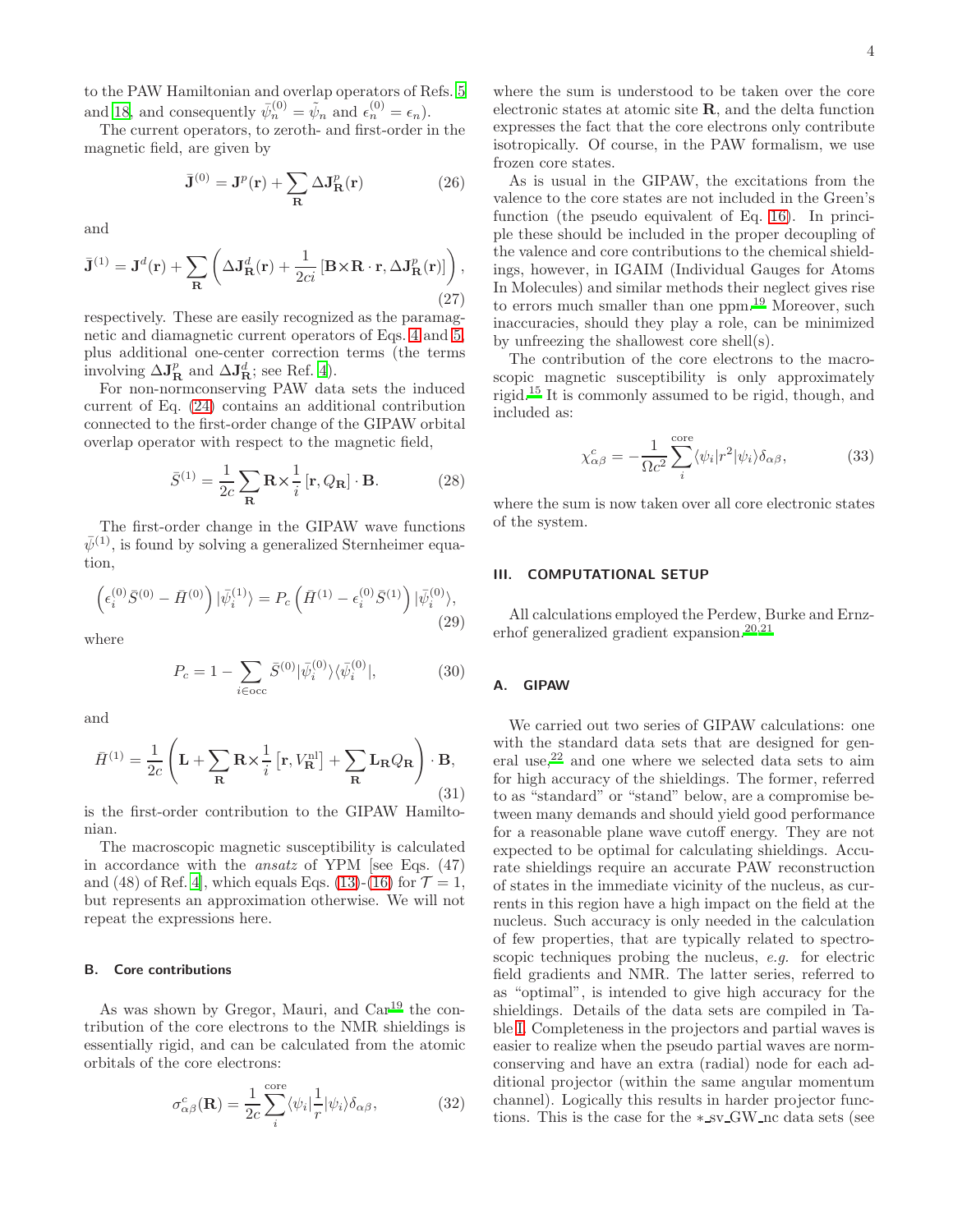to the PAW Hamiltonian and overlap operators of Refs. 5 and 18, and consequently $\bar{\psi}_n^{(0)} = \tilde{\psi}_n$ and $\epsilon_n^{(0)} = \epsilon_n$).

The current operators, to zeroth- and first-order in the magnetic field, are given by

$$\bar{\mathbf{J}}^{(0)} = \mathbf{J}^p(\mathbf{r}) + \sum_{\mathbf{R}} \Delta\mathbf{J}^p_{\mathbf{R}}(\mathbf{r}) \tag{26}$$

and

$$\bar{\mathbf{J}}^{(1)} = \mathbf{J}^d(\mathbf{r}) + \sum_{\mathbf{R}} \left( \Delta\mathbf{J}^d_{\mathbf{R}}(\mathbf{r}) + \frac{1}{2ci} \left[\mathbf{B}\times\mathbf{R}\cdot\mathbf{r}, \Delta\mathbf{J}^p_{\mathbf{R}}(\mathbf{r})\right] \right), \tag{27}$$

respectively. These are easily recognized as the paramagnetic and diamagnetic current operators of Eqs. 4 and 5, plus additional one-center correction terms (the terms involving $\Delta\mathbf{J}^p_{\mathbf{R}}$ and $\Delta\mathbf{J}^d_{\mathbf{R}}$; see Ref. 4).

For non-normconserving PAW data sets the induced current of Eq. (24) contains an additional contribution connected to the first-order change of the GIPAW orbital overlap operator with respect to the magnetic field,

$$\bar{S}^{(1)} = \frac{1}{2c} \sum_{\mathbf{R}} \mathbf{R}\times\frac{1}{i}\left[\mathbf{r}, Q_{\mathbf{R}}\right] \cdot \mathbf{B}. \tag{28}$$

The first-order change in the GIPAW wave functions $\bar{\psi}^{(1)}$, is found by solving a generalized Sternheimer equation,

$$\left(\epsilon_i^{(0)}\bar{S}^{(0)} - \bar{H}^{(0)}\right)|\bar{\psi}_i^{(1)}\rangle = P_c\left(\bar{H}^{(1)} - \epsilon_i^{(0)}\bar{S}^{(1)}\right)|\bar{\psi}_i^{(0)}\rangle, \tag{29}$$

where

$$P_c = 1 - \sum_{i\in\mathrm{occ}} \bar{S}^{(0)}|\bar{\psi}_i^{(0)}\rangle\langle\bar{\psi}_i^{(0)}|, \tag{30}$$

and

$$\bar{H}^{(1)} = \frac{1}{2c}\left(\mathbf{L} + \sum_{\mathbf{R}} \mathbf{R}\times\frac{1}{i}\left[\mathbf{r}, V^{\mathrm{nl}}_{\mathbf{R}}\right] + \sum_{\mathbf{R}} \mathbf{L}_{\mathbf{R}} Q_{\mathbf{R}}\right)\cdot\mathbf{B}, \tag{31}$$

is the first-order contribution to the GIPAW Hamiltonian.

The macroscopic magnetic susceptibility is calculated in accordance with the *ansatz* of YPM [see Eqs. (47) and (48) of Ref. 4], which equals Eqs. (13)-(16) for $\mathcal{T} = 1$, but represents an approximation otherwise. We will not repeat the expressions here.

### B. Core contributions

As was shown by Gregor, Mauri, and Car[19] the contribution of the core electrons to the NMR shieldings is essentially rigid, and can be calculated from the atomic orbitals of the core electrons:

$$\sigma^c_{\alpha\beta}(\mathbf{R}) = \frac{1}{2c}\sum_i^{\mathrm{core}} \langle\psi_i|\frac{1}{r}|\psi_i\rangle\delta_{\alpha\beta}, \tag{32}$$

where the sum is understood to be taken over the core electronic states at atomic site $\mathbf{R}$, and the delta function expresses the fact that the core electrons only contribute isotropically. Of course, in the PAW formalism, we use frozen core states.

As is usual in the GIPAW, the excitations from the valence to the core states are not included in the Green's function (the pseudo equivalent of Eq. 16). In principle these should be included in the proper decoupling of the valence and core contributions to the chemical shieldings, however, in IGAIM (Individual Gauges for Atoms In Molecules) and similar methods their neglect gives rise to errors much smaller than one ppm.[19] Moreover, such inaccuracies, should they play a role, can be minimized by unfreezing the shallowest core shell(s).

The contribution of the core electrons to the macroscopic magnetic susceptibility is only approximately rigid.[15] It is commonly assumed to be rigid, though, and included as:

$$\chi^c_{\alpha\beta} = -\frac{1}{\Omega c^2}\sum_i^{\mathrm{core}} \langle\psi_i|r^2|\psi_i\rangle\delta_{\alpha\beta}, \tag{33}$$

where the sum is now taken over all core electronic states of the system.

## III. COMPUTATIONAL SETUP

All calculations employed the Perdew, Burke and Ernzerhof generalized gradient expansion.[20,21]

### A. GIPAW

We carried out two series of GIPAW calculations: one with the standard data sets that are designed for general use,[22] and one where we selected data sets to aim for high accuracy of the shieldings. The former, referred to as "standard" or "stand" below, are a compromise between many demands and should yield good performance for a reasonable plane wave cutoff energy. They are not expected to be optimal for calculating shieldings. Accurate shieldings require an accurate PAW reconstruction of states in the immediate vicinity of the nucleus, as currents in this region have a high impact on the field at the nucleus. Such accuracy is only needed in the calculation of few properties, that are typically related to spectroscopic techniques probing the nucleus, *e.g.* for electric field gradients and NMR. The latter series, referred to as "optimal", is intended to give high accuracy for the shieldings. Details of the data sets are compiled in Table I. Completeness in the projectors and partial waves is easier to realize when the pseudo partial waves are normconserving and have an extra (radial) node for each additional projector (within the same angular momentum channel). Logically this results in harder projector functions. This is the case for the *_sv_GW_nc data sets (see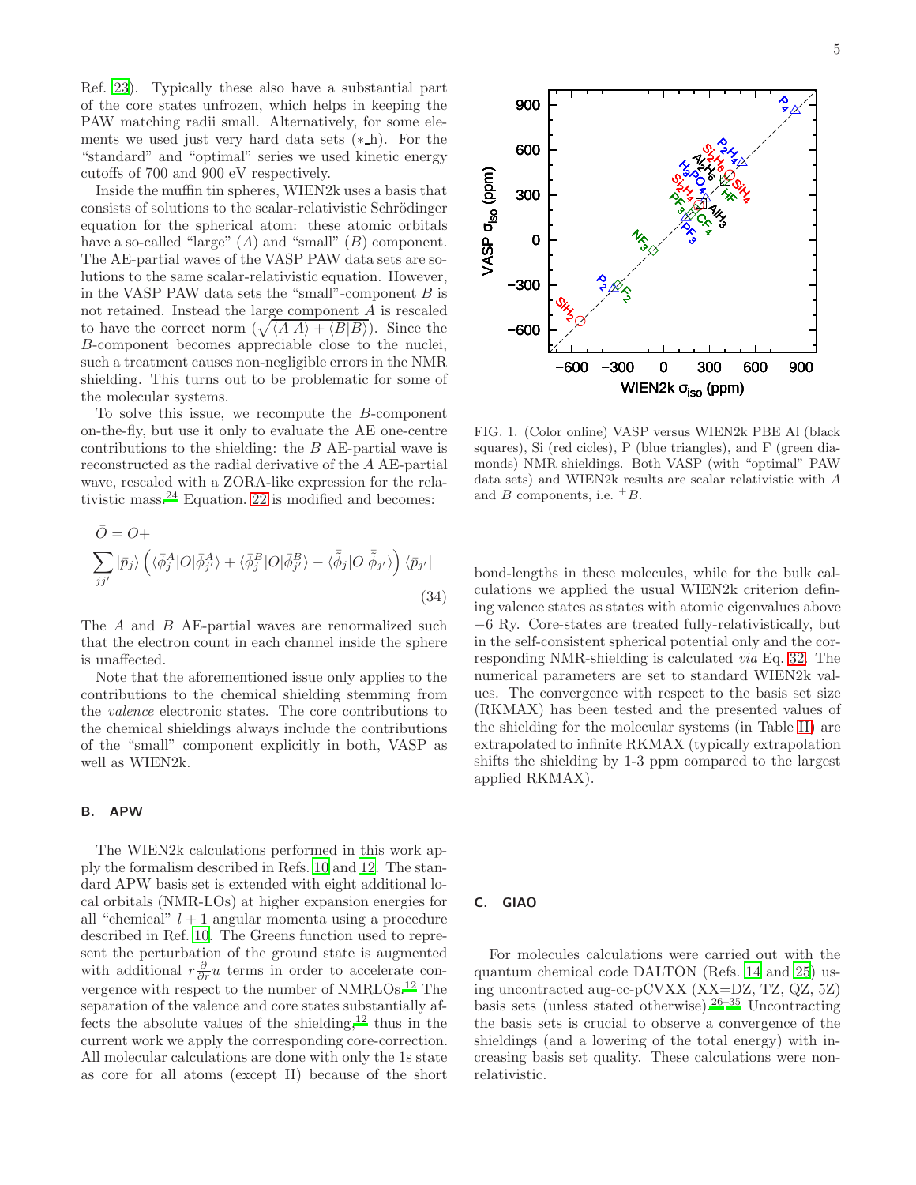Ref. [23]). Typically these also have a substantial part of the core states unfrozen, which helps in keeping the PAW matching radii small. Alternatively, for some elements we used just very hard data sets (*_h). For the "standard" and "optimal" series we used kinetic energy cutoffs of 700 and 900 eV respectively.

Inside the muffin tin spheres, WIEN2k uses a basis that consists of solutions to the scalar-relativistic Schrödinger equation for the spherical atom: these atomic orbitals have a so-called "large" ($A$) and "small" ($B$) component. The AE-partial waves of the VASP PAW data sets are solutions to the same scalar-relativistic equation. However, in the VASP PAW data sets the "small"-component $B$ is not retained. Instead the large component $A$ is rescaled to have the correct norm ($\sqrt{\langle A|A\rangle + \langle B|B\rangle}$). Since the $B$-component becomes appreciable close to the nuclei, such a treatment causes non-negligible errors in the NMR shielding. This turns out to be problematic for some of the molecular systems.

To solve this issue, we recompute the $B$-component on-the-fly, but use it only to evaluate the AE one-centre contributions to the shielding: the $B$ AE-partial wave is reconstructed as the radial derivative of the $A$ AE-partial wave, rescaled with a ZORA-like expression for the relativistic mass.[24] Equation. 22 is modified and becomes:

$$\bar{O} = O + \sum_{jj'} |\bar{p}_j\rangle \left( \langle \bar{\phi}^A_j | O | \bar{\phi}^A_{j'} \rangle + \langle \bar{\phi}^B_j | O | \bar{\phi}^B_{j'} \rangle - \langle \bar{\tilde{\phi}}_j | O | \bar{\tilde{\phi}}_{j'} \rangle \right) \langle \bar{p}_{j'}| \tag{34}$$

The $A$ and $B$ AE-partial waves are renormalized such that the electron count in each channel inside the sphere is unaffected.

Note that the aforementioned issue only applies to the contributions to the chemical shielding stemming from the *valence* electronic states. The core contributions to the chemical shieldings always include the contributions of the "small" component explicitly in both, VASP as well as WIEN2k.

## B. APW

The WIEN2k calculations performed in this work apply the formalism described in Refs. 10 and 12. The standard APW basis set is extended with eight additional local orbitals (NMR-LOs) at higher expansion energies for all "chemical" $l+1$ angular momenta using a procedure described in Ref. 10. The Greens function used to represent the perturbation of the ground state is augmented with additional $r\frac{\partial}{\partial r}u$ terms in order to accelerate convergence with respect to the number of NMRLOs.[12] The separation of the valence and core states substantially affects the absolute values of the shielding,[12] thus in the current work we apply the corresponding core-correction. All molecular calculations are done with only the 1s state as core for all atoms (except H) because of the short bond-lengths in these molecules, while for the bulk calculations we applied the usual WIEN2k criterion defining valence states as states with atomic eigenvalues above $-6$ Ry. Core-states are treated fully-relativistically, but in the self-consistent spherical potential only and the corresponding NMR-shielding is calculated *via* Eq. 32. The numerical parameters are set to standard WIEN2k values. The convergence with respect to the basis set size (RKMAX) has been tested and the presented values of the shielding for the molecular systems (in Table II) are extrapolated to infinite RKMAX (typically extrapolation shifts the shielding by 1-3 ppm compared to the largest applied RKMAX).

FIG. 1. (Color online) VASP versus WIEN2k PBE Al (black squares), Si (red cicles), P (blue triangles), and F (green diamonds) NMR shieldings. Both VASP (with "optimal" PAW data sets) and WIEN2k results are scalar relativistic with $A$ and $B$ components, i.e. $^+B$.

## C. GIAO

For molecules calculations were carried out with the quantum chemical code DALTON (Refs. 14 and 25) using uncontracted aug-cc-pCVXX (XX=DZ, TZ, QZ, 5Z) basis sets (unless stated otherwise).[26–35] Uncontracting the basis sets is crucial to observe a convergence of the shieldings (and a lowering of the total energy) with increasing basis set quality. These calculations were non-relativistic.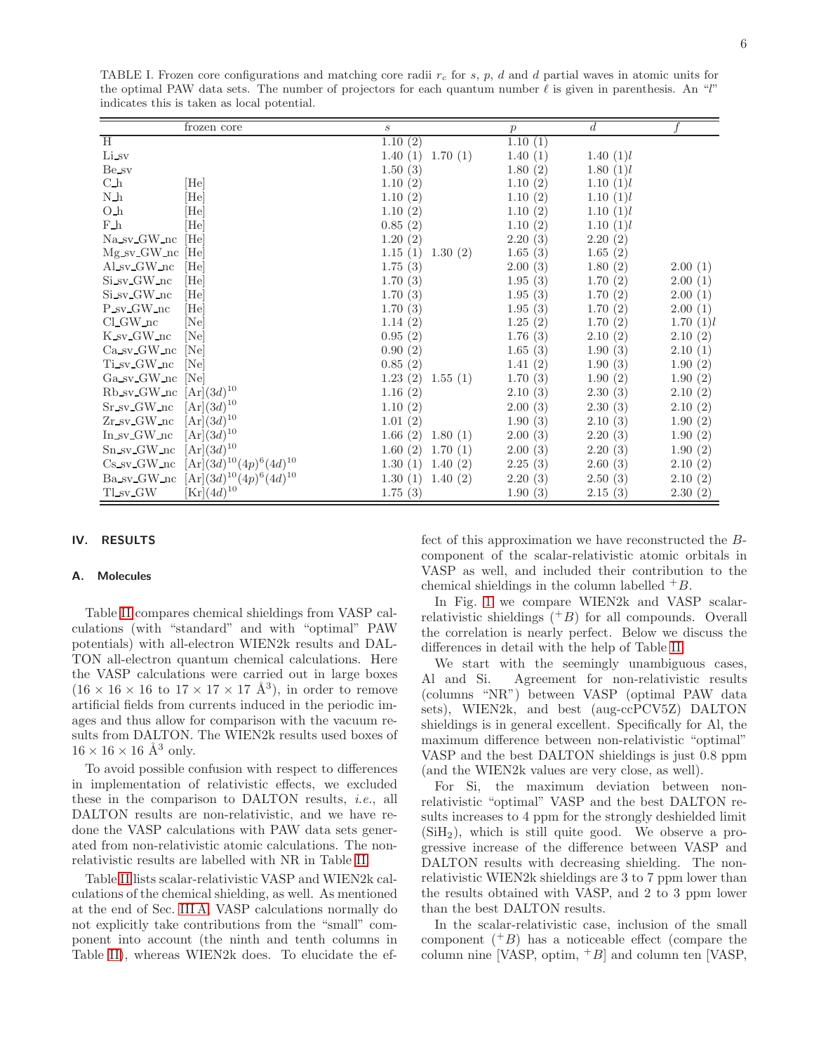TABLE I. Frozen core configurations and matching core radii $r_c$ for $s$, $p$, $d$ and $d$ partial waves in atomic units for the optimal PAW data sets. The number of projectors for each quantum number $\ell$ is given in parenthesis. An "$l$" indicates this is taken as local potential.

| | frozen core | $s$ | $p$ | $d$ | $f$ |
|---|---|---|---|---|---|
| H | | 1.10 (2) | 1.10 (1) | | |
| Li_sv | | 1.40 (1) 1.70 (1) | 1.40 (1) | 1.40 (1)$l$ | |
| Be_sv | | 1.50 (3) | 1.80 (2) | 1.80 (1)$l$ | |
| C_h | [He] | 1.10 (2) | 1.10 (2) | 1.10 (1)$l$ | |
| N_h | [He] | 1.10 (2) | 1.10 (2) | 1.10 (1)$l$ | |
| O_h | [He] | 1.10 (2) | 1.10 (2) | 1.10 (1)$l$ | |
| F_h | [He] | 0.85 (2) | 1.10 (2) | 1.10 (1)$l$ | |
| Na_sv_GW_nc | [He] | 1.20 (2) | 2.20 (3) | 2.20 (2) | |
| Mg_sv_GW_nc | [He] | 1.15 (1) 1.30 (2) | 1.65 (3) | 1.65 (2) | |
| Al_sv_GW_nc | [He] | 1.75 (3) | 2.00 (3) | 1.80 (2) | 2.00 (1) |
| Si_sv_GW_nc | [He] | 1.70 (3) | 1.95 (3) | 1.70 (2) | 2.00 (1) |
| Si_sv_GW_nc | [He] | 1.70 (3) | 1.95 (3) | 1.70 (2) | 2.00 (1) |
| P_sv_GW_nc | [He] | 1.70 (3) | 1.95 (3) | 1.70 (2) | 2.00 (1) |
| Cl_GW_nc | [Ne] | 1.14 (2) | 1.25 (2) | 1.70 (2) | 1.70 (1)$l$ |
| K_sv_GW_nc | [Ne] | 0.95 (2) | 1.76 (3) | 2.10 (2) | 2.10 (2) |
| Ca_sv_GW_nc | [Ne] | 0.90 (2) | 1.65 (3) | 1.90 (3) | 2.10 (1) |
| Ti_sv_GW_nc | [Ne] | 0.85 (2) | 1.41 (2) | 1.90 (3) | 1.90 (2) |
| Ga_sv_GW_nc | [Ne] | 1.23 (2) 1.55 (1) | 1.70 (3) | 1.90 (2) | 1.90 (2) |
| Rb_sv_GW_nc | [Ar]$(3d)^{10}$ | 1.16 (2) | 2.10 (3) | 2.30 (3) | 2.10 (2) |
| Sr_sv_GW_nc | [Ar]$(3d)^{10}$ | 1.10 (2) | 2.00 (3) | 2.30 (3) | 2.10 (2) |
| Zr_sv_GW_nc | [Ar]$(3d)^{10}$ | 1.01 (2) | 1.90 (3) | 2.10 (3) | 1.90 (2) |
| In_sv_GW_nc | [Ar]$(3d)^{10}$ | 1.66 (2) 1.80 (1) | 2.00 (3) | 2.20 (3) | 1.90 (2) |
| Sn_sv_GW_nc | [Ar]$(3d)^{10}$ | 1.60 (2) 1.70 (1) | 2.00 (3) | 2.20 (3) | 1.90 (2) |
| Cs_sv_GW_nc | [Ar]$(3d)^{10}(4p)^{6}(4d)^{10}$ | 1.30 (1) 1.40 (2) | 2.25 (3) | 2.60 (3) | 2.10 (2) |
| Ba_sv_GW_nc | [Ar]$(3d)^{10}(4p)^{6}(4d)^{10}$ | 1.30 (1) 1.40 (2) | 2.20 (3) | 2.50 (3) | 2.10 (2) |
| Tl_sv_GW | [Kr]$(4d)^{10}$ | 1.75 (3) | 1.90 (3) | 2.15 (3) | 2.30 (2) |

## IV. RESULTS

### A. Molecules

Table II compares chemical shieldings from VASP calculations (with "standard" and with "optimal" PAW potentials) with all-electron WIEN2k results and DALTON all-electron quantum chemical calculations. Here the VASP calculations were carried out in large boxes ($16 \times 16 \times 16$ to $17 \times 17 \times 17$ Å$^3$), in order to remove artificial fields from currents induced in the periodic images and thus allow for comparison with the vacuum results from DALTON. The WIEN2k results used boxes of $16 \times 16 \times 16$ Å$^3$ only.

To avoid possible confusion with respect to differences in implementation of relativistic effects, we excluded these in the comparison to DALTON results, *i.e.*, all DALTON results are non-relativistic, and we have redone the VASP calculations with PAW data sets generated from non-relativistic atomic calculations. The non-relativistic results are labelled with NR in Table II.

Table II lists scalar-relativistic VASP and WIEN2k calculations of the chemical shielding, as well. As mentioned at the end of Sec. III A, VASP calculations normally do not explicitly take contributions from the "small" component into account (the ninth and tenth columns in Table II), whereas WIEN2k does. To elucidate the effect of this approximation we have reconstructed the $B$-component of the scalar-relativistic atomic orbitals in VASP as well, and included their contribution to the chemical shieldings in the column labelled $^{+}B$.

In Fig. 1 we compare WIEN2k and VASP scalar-relativistic shieldings ($^{+}B$) for all compounds. Overall the correlation is nearly perfect. Below we discuss the differences in detail with the help of Table II.

We start with the seemingly unambiguous cases, Al and Si. Agreement for non-relativistic results (columns "NR") between VASP (optimal PAW data sets), WIEN2k, and best (aug-ccPCV5Z) DALTON shieldings is in general excellent. Specifically for Al, the maximum difference between non-relativistic "optimal" VASP and the best DALTON shieldings is just 0.8 ppm (and the WIEN2k values are very close, as well).

For Si, the maximum deviation between non-relativistic "optimal" VASP and the best DALTON results increases to 4 ppm for the strongly deshielded limit ($SiH_2$), which is still quite good. We observe a progressive increase of the difference between VASP and DALTON results with decreasing shielding. The non-relativistic WIEN2k shieldings are 3 to 7 ppm lower than the results obtained with VASP, and 2 to 3 ppm lower than the best DALTON results.

In the scalar-relativistic case, inclusion of the small component ($^{+}B$) has a noticeable effect (compare the column nine [VASP, optim, $^{+}B$] and column ten [VASP,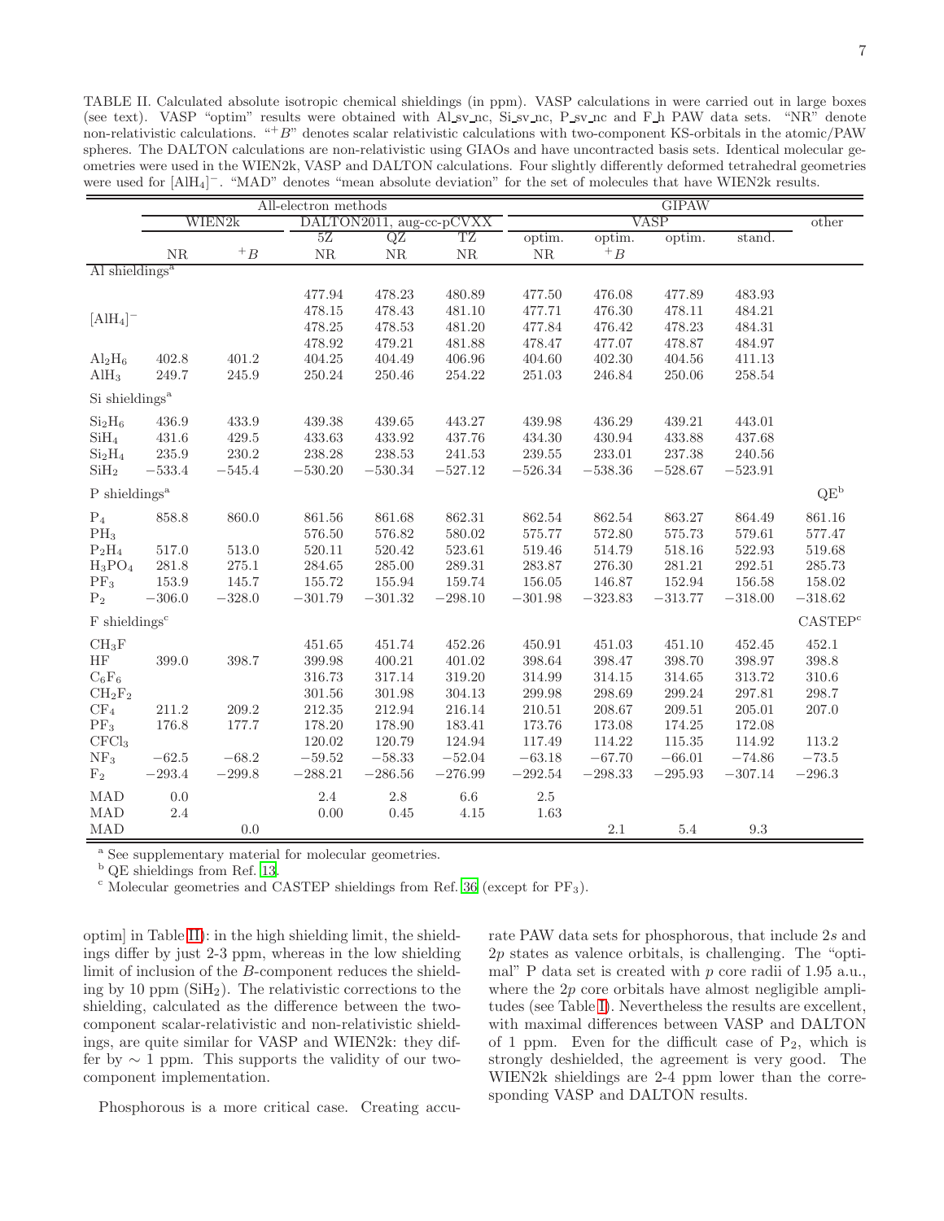TABLE II. Calculated absolute isotropic chemical shieldings (in ppm). VASP calculations in were carried out in large boxes (see text). VASP "optim" results were obtained with Al_sv_nc, Si_sv_nc, P_sv_nc and F_h PAW data sets. "NR" denote non-relativistic calculations. "$^{+}B$" denotes scalar relativistic calculations with two-component KS-orbitals in the atomic/PAW spheres. The DALTON calculations are non-relativistic using GIAOs and have uncontracted basis sets. Identical molecular geometries were used in the WIEN2k, VASP and DALTON calculations. Four slightly differently deformed tetrahedral geometries were used for $[AlH_4]^-$. "MAD" denotes "mean absolute deviation" for the set of molecules that have WIEN2k results.

| | All-electron methods | | | | | GIPAW | | | | |
|---|---|---|---|---|---|---|---|---|---|---|
| | WIEN2k | | DALTON2011, aug-cc-pCVXX | | | VASP | | | | other |
| | | | 5Z | QZ | TZ | optim. | optim. | optim. | stand. | |
| | NR | $^{+}B$ | NR | NR | NR | NR | $^{+}B$ | | | |
| Al shieldings[a] | | | | | | | | | | |
| $[AlH_4]^-$ | | | 477.94 | 478.23 | 480.89 | 477.50 | 476.08 | 477.89 | 483.93 | |
| | | | 478.15 | 478.43 | 481.10 | 477.71 | 476.30 | 478.11 | 484.21 | |
| | | | 478.25 | 478.53 | 481.20 | 477.84 | 476.42 | 478.23 | 484.31 | |
| | | | 478.92 | 479.21 | 481.88 | 478.47 | 477.07 | 478.87 | 484.97 | |
| $Al_2H_6$ | 402.8 | 401.2 | 404.25 | 404.49 | 406.96 | 404.60 | 402.30 | 404.56 | 411.13 | |
| $AlH_3$ | 249.7 | 245.9 | 250.24 | 250.46 | 254.22 | 251.03 | 246.84 | 250.06 | 258.54 | |
| Si shieldings[a] | | | | | | | | | | |
| $Si_2H_6$ | 436.9 | 433.9 | 439.38 | 439.65 | 443.27 | 439.98 | 436.29 | 439.21 | 443.01 | |
| $SiH_4$ | 431.6 | 429.5 | 433.63 | 433.92 | 437.76 | 434.30 | 430.94 | 433.88 | 437.68 | |
| $Si_2H_4$ | 235.9 | 230.2 | 238.28 | 238.53 | 241.53 | 239.55 | 233.01 | 237.38 | 240.56 | |
| $SiH_2$ | −533.4 | −545.4 | −530.20 | −530.34 | −527.12 | −526.34 | −538.36 | −528.67 | −523.91 | |
| P shieldings[a] | | | | | | | | | | QE[b] |
| $P_4$ | 858.8 | 860.0 | 861.56 | 861.68 | 862.31 | 862.54 | 862.54 | 863.27 | 864.49 | 861.16 |
| $PH_3$ | | | 576.50 | 576.82 | 580.02 | 575.77 | 572.80 | 575.73 | 579.61 | 577.47 |
| $P_2H_4$ | 517.0 | 513.0 | 520.11 | 520.42 | 523.61 | 519.46 | 514.79 | 518.16 | 522.93 | 519.68 |
| $H_3PO_4$ | 281.8 | 275.1 | 284.65 | 285.00 | 289.31 | 283.87 | 276.30 | 281.21 | 292.51 | 285.73 |
| $PF_3$ | 153.9 | 145.7 | 155.72 | 155.94 | 159.74 | 156.05 | 146.87 | 152.94 | 156.58 | 158.02 |
| $P_2$ | −306.0 | −328.0 | −301.79 | −301.32 | −298.10 | −301.98 | −323.83 | −313.77 | −318.00 | −318.62 |
| F shieldings[c] | | | | | | | | | | CASTEP[c] |
| $CH_3F$ | | | 451.65 | 451.74 | 452.26 | 450.91 | 451.03 | 451.10 | 452.45 | 452.1 |
| HF | 399.0 | 398.7 | 399.98 | 400.21 | 401.02 | 398.64 | 398.47 | 398.70 | 398.97 | 398.8 |
| $C_6F_6$ | | | 316.73 | 317.14 | 319.20 | 314.99 | 314.15 | 314.65 | 313.72 | 310.6 |
| $CH_2F_2$ | | | 301.56 | 301.98 | 304.13 | 299.98 | 298.69 | 299.24 | 297.81 | 298.7 |
| $CF_4$ | 211.2 | 209.2 | 212.35 | 212.94 | 216.14 | 210.51 | 208.67 | 209.51 | 205.01 | 207.0 |
| $PF_3$ | 176.8 | 177.7 | 178.20 | 178.90 | 183.41 | 173.76 | 173.08 | 174.25 | 172.08 | |
| $CFCl_3$ | | | 120.02 | 120.79 | 124.94 | 117.49 | 114.22 | 115.35 | 114.92 | 113.2 |
| $NF_3$ | −62.5 | −68.2 | −59.52 | −58.33 | −52.04 | −63.18 | −67.70 | −66.01 | −74.86 | −73.5 |
| $F_2$ | −293.4 | −299.8 | −288.21 | −286.56 | −276.99 | −292.54 | −298.33 | −295.93 | −307.14 | −296.3 |
| MAD | 0.0 | | 2.4 | 2.8 | 6.6 | 2.5 | | | | |
| MAD | 2.4 | | 0.00 | 0.45 | 4.15 | 1.63 | | | | |
| MAD | | 0.0 | | | | | 2.1 | 5.4 | 9.3 | |

[a] See supplementary material for molecular geometries.
[b] QE shieldings from Ref. 13.
[c] Molecular geometries and CASTEP shieldings from Ref. 36 (except for $PF_3$).

optim] in Table II): in the high shielding limit, the shieldings differ by just 2-3 ppm, whereas in the low shielding limit of inclusion of the $B$-component reduces the shielding by 10 ppm ($SiH_2$). The relativistic corrections to the shielding, calculated as the difference between the two-component scalar-relativistic and non-relativistic shieldings, are quite similar for VASP and WIEN2k: they differ by ∼ 1 ppm. This supports the validity of our two-component implementation.

Phosphorous is a more critical case. Creating accurate PAW data sets for phosphorous, that include $2s$ and $2p$ states as valence orbitals, is challenging. The "optimal" P data set is created with $p$ core radii of 1.95 a.u., where the $2p$ core orbitals have almost negligible amplitudes (see Table I). Nevertheless the results are excellent, with maximal differences between VASP and DALTON of 1 ppm. Even for the difficult case of $P_2$, which is strongly deshielded, the agreement is very good. The WIEN2k shieldings are 2-4 ppm lower than the corresponding VASP and DALTON results.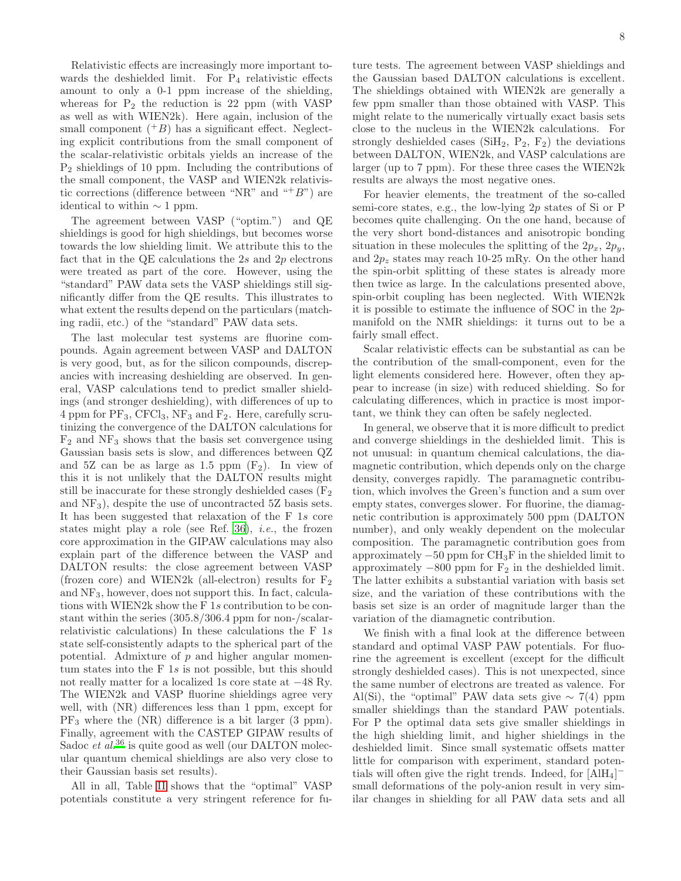Relativistic effects are increasingly more important towards the deshielded limit. For $P_4$ relativistic effects amount to only a 0-1 ppm increase of the shielding, whereas for $P_2$ the reduction is 22 ppm (with VASP as well as with WIEN2k). Here again, inclusion of the small component ($^{+}B$) has a significant effect. Neglecting explicit contributions from the small component of the scalar-relativistic orbitals yields an increase of the $P_2$ shieldings of 10 ppm. Including the contributions of the small component, the VASP and WIEN2k relativistic corrections (difference between "NR" and "$^{+}B$") are identical to within $\sim 1$ ppm.

The agreement between VASP ("optim.") and QE shieldings is good for high shieldings, but becomes worse towards the low shielding limit. We attribute this to the fact that in the QE calculations the $2s$ and $2p$ electrons were treated as part of the core. However, using the "standard" PAW data sets the VASP shieldings still significantly differ from the QE results. This illustrates to what extent the results depend on the particulars (matching radii, etc.) of the "standard" PAW data sets.

The last molecular test systems are fluorine compounds. Again agreement between VASP and DALTON is very good, but, as for the silicon compounds, discrepancies with increasing deshielding are observed. In general, VASP calculations tend to predict smaller shieldings (and stronger deshielding), with differences of up to 4 ppm for $PF_3$, $CFCl_3$, $NF_3$ and $F_2$. Here, carefully scrutinizing the convergence of the DALTON calculations for $F_2$ and $NF_3$ shows that the basis set convergence using Gaussian basis sets is slow, and differences between QZ and 5Z can be as large as 1.5 ppm ($F_2$). In view of this it is not unlikely that the DALTON results might still be inaccurate for these strongly deshielded cases ($F_2$ and $NF_3$), despite the use of uncontracted 5Z basis sets. It has been suggested that relaxation of the F $1s$ core states might play a role (see Ref. [36]), *i.e.*, the frozen core approximation in the GIPAW calculations may also explain part of the difference between the VASP and DALTON results: the close agreement between VASP (frozen core) and WIEN2k (all-electron) results for $F_2$ and $NF_3$, however, does not support this. In fact, calculations with WIEN2k show the F $1s$ contribution to be constant within the series (305.8/306.4 ppm for non-/scalar-relativistic calculations) In these calculations the F $1s$ state self-consistently adapts to the spherical part of the potential. Admixture of $p$ and higher angular momentum states into the F $1s$ is not possible, but this should not really matter for a localized 1s core state at $-48$ Ry. The WIEN2k and VASP fluorine shieldings agree very well, with (NR) differences less than 1 ppm, except for $PF_3$ where the (NR) difference is a bit larger (3 ppm). Finally, agreement with the CASTEP GIPAW results of Sadoc *et al.*[36] is quite good as well (our DALTON molecular quantum chemical shieldings are also very close to their Gaussian basis set results).

All in all, Table II shows that the "optimal" VASP potentials constitute a very stringent reference for future tests. The agreement between VASP shieldings and the Gaussian based DALTON calculations is excellent. The shieldings obtained with WIEN2k are generally a few ppm smaller than those obtained with VASP. This might relate to the numerically virtually exact basis sets close to the nucleus in the WIEN2k calculations. For strongly deshielded cases ($SiH_2$, $P_2$, $F_2$) the deviations between DALTON, WIEN2k, and VASP calculations are larger (up to 7 ppm). For these three cases the WIEN2k results are always the most negative ones.

For heavier elements, the treatment of the so-called semi-core states, e.g., the low-lying $2p$ states of Si or P becomes quite challenging. On the one hand, because of the very short bond-distances and anisotropic bonding situation in these molecules the splitting of the $2p_x$, $2p_y$, and $2p_z$ states may reach 10-25 mRy. On the other hand the spin-orbit splitting of these states is already more then twice as large. In the calculations presented above, spin-orbit coupling has been neglected. With WIEN2k it is possible to estimate the influence of SOC in the $2p$-manifold on the NMR shieldings: it turns out to be a fairly small effect.

Scalar relativistic effects can be substantial as can be the contribution of the small-component, even for the light elements considered here. However, often they appear to increase (in size) with reduced shielding. So for calculating differences, which in practice is most important, we think they can often be safely neglected.

In general, we observe that it is more difficult to predict and converge shieldings in the deshielded limit. This is not unusual: in quantum chemical calculations, the diamagnetic contribution, which depends only on the charge density, converges rapidly. The paramagnetic contribution, which involves the Green's function and a sum over empty states, converges slower. For fluorine, the diamagnetic contribution is approximately 500 ppm (DALTON number), and only weakly dependent on the molecular composition. The paramagnetic contribution goes from approximately $-50$ ppm for $CH_3F$ in the shielded limit to approximately $-800$ ppm for $F_2$ in the deshielded limit. The latter exhibits a substantial variation with basis set size, and the variation of these contributions with the basis set size is an order of magnitude larger than the variation of the diamagnetic contribution.

We finish with a final look at the difference between standard and optimal VASP PAW potentials. For fluorine the agreement is excellent (except for the difficult strongly deshielded cases). This is not unexpected, since the same number of electrons are treated as valence. For Al(Si), the "optimal" PAW data sets give $\sim 7(4)$ ppm smaller shieldings than the standard PAW potentials. For P the optimal data sets give smaller shieldings in the high shielding limit, and higher shieldings in the deshielded limit. Since small systematic offsets matter little for comparison with experiment, standard potentials will often give the right trends. Indeed, for $[AlH_4]^-$ small deformations of the poly-anion result in very similar changes in shielding for all PAW data sets and all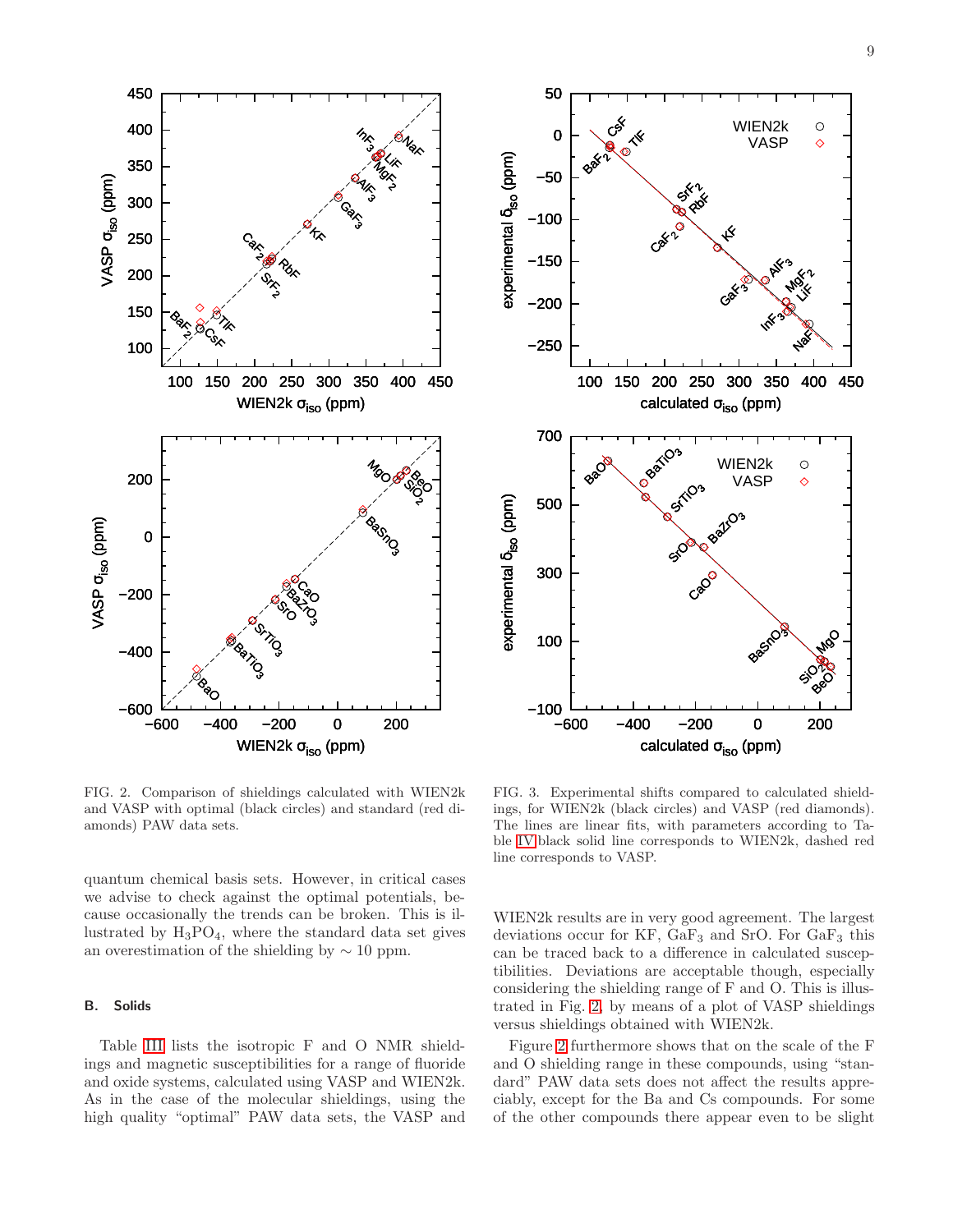FIG. 2. Comparison of shieldings calculated with WIEN2k and VASP with optimal (black circles) and standard (red diamonds) PAW data sets.

FIG. 3. Experimental shifts compared to calculated shieldings, for WIEN2k (black circles) and VASP (red diamonds). The lines are linear fits, with parameters according to Table IV black solid line corresponds to WIEN2k, dashed red line corresponds to VASP.

quantum chemical basis sets. However, in critical cases we advise to check against the optimal potentials, because occasionally the trends can be broken. This is illustrated by $H_3PO_4$, where the standard data set gives an overestimation of the shielding by $\sim 10$ ppm.

### B. Solids

Table III lists the isotropic F and O NMR shieldings and magnetic susceptibilities for a range of fluoride and oxide systems, calculated using VASP and WIEN2k. As in the case of the molecular shieldings, using the high quality "optimal" PAW data sets, the VASP and WIEN2k results are in very good agreement. The largest deviations occur for KF, $GaF_3$ and SrO. For $GaF_3$ this can be traced back to a difference in calculated susceptibilities. Deviations are acceptable though, especially considering the shielding range of F and O. This is illustrated in Fig. 2, by means of a plot of VASP shieldings versus shieldings obtained with WIEN2k.

Figure 2 furthermore shows that on the scale of the F and O shielding range in these compounds, using "standard" PAW data sets does not affect the results appreciably, except for the Ba and Cs compounds. For some of the other compounds there appear even to be slight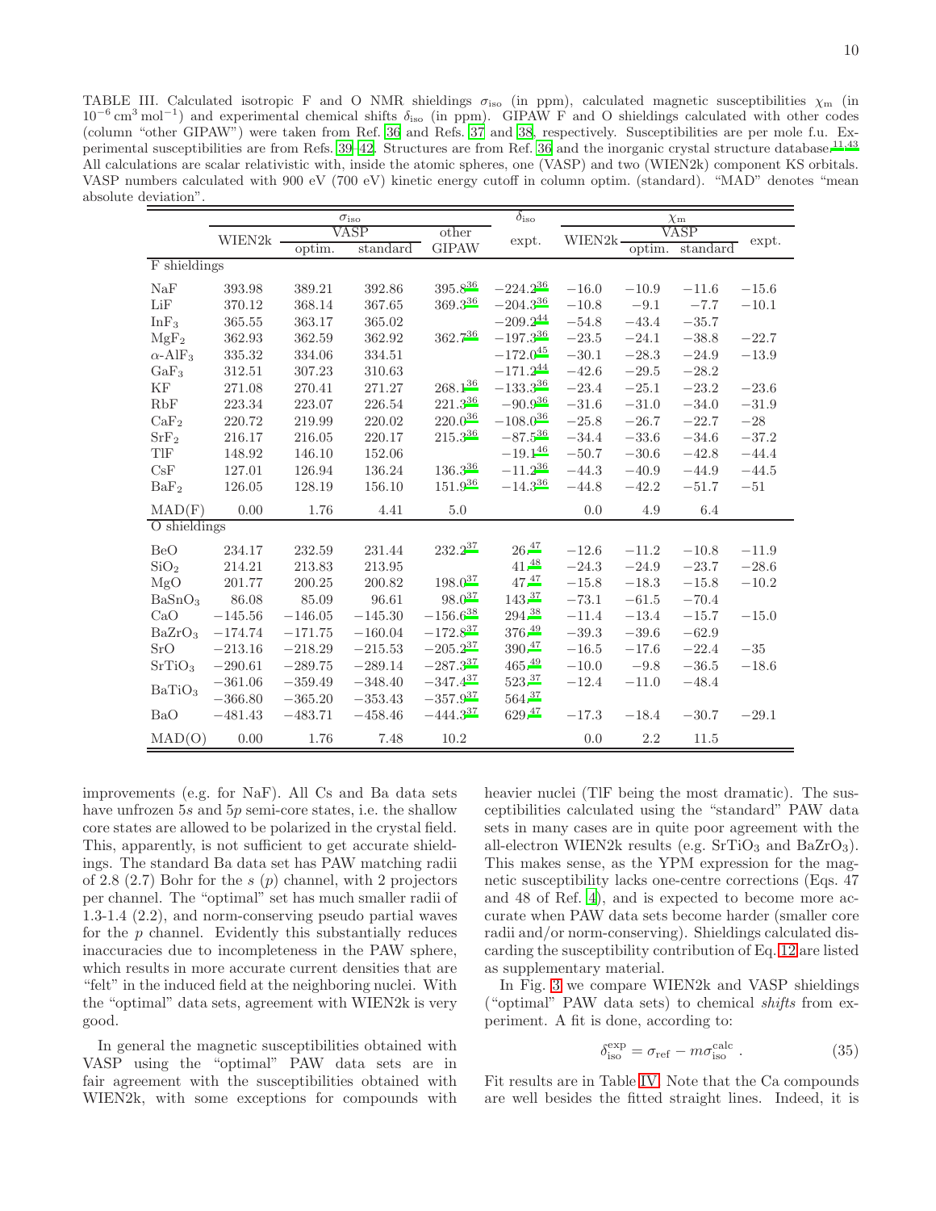TABLE III. Calculated isotropic F and O NMR shieldings $\sigma_{\rm iso}$ (in ppm), calculated magnetic susceptibilities $\chi_{\rm m}$ (in $10^{-6}\,{\rm cm^3\,mol^{-1}}$) and experimental chemical shifts $\delta_{\rm iso}$ (in ppm). GIPAW F and O shieldings calculated with other codes (column "other GIPAW") were taken from Ref. 36 and Refs. 37 and 38, respectively. Susceptibilities are per mole f.u. Experimental susceptibilities are from Refs. 39–42. Structures are from Ref. 36 and the inorganic crystal structure database.[11,43] All calculations are scalar relativistic with, inside the atomic spheres, one (VASP) and two (WIEN2k) component KS orbitals. VASP numbers calculated with 900 eV (700 eV) kinetic energy cutoff in column optim. (standard). "MAD" denotes "mean absolute deviation".

| | $\sigma_{\rm iso}$ | | | | $\delta_{\rm iso}$ | $\chi_{\rm m}$ | | | |
|---|---|---|---|---|---|---|---|---|---|
| | WIEN2k | VASP | | other GIPAW | expt. | WIEN2k | VASP | | expt. |
| | | optim. | standard | | | | optim. | standard | |
| F shieldings | | | | | | | | | |
| NaF | 393.98 | 389.21 | 392.86 | 395.8[36] | −224.2[36] | −16.0 | −10.9 | −11.6 | −15.6 |
| LiF | 370.12 | 368.14 | 367.65 | 369.3[36] | −204.3[36] | −10.8 | −9.1 | −7.7 | −10.1 |
| $InF_3$ | 365.55 | 363.17 | 365.02 | | −209.2[44] | −54.8 | −43.4 | −35.7 | |
| $MgF_2$ | 362.93 | 362.59 | 362.92 | 362.7[36] | −197.3[36] | −23.5 | −24.1 | −38.8 | −22.7 |
| $\alpha$-$AlF_3$ | 335.32 | 334.06 | 334.51 | | −172.0[45] | −30.1 | −28.3 | −24.9 | −13.9 |
| $GaF_3$ | 312.51 | 307.23 | 310.63 | | −171.2[44] | −42.6 | −29.5 | −28.2 | |
| KF | 271.08 | 270.41 | 271.27 | 268.1[36] | −133.3[36] | −23.4 | −25.1 | −23.2 | −23.6 |
| RbF | 223.34 | 223.07 | 226.54 | 221.3[36] | −90.9[36] | −31.6 | −31.0 | −34.0 | −31.9 |
| $CaF_2$ | 220.72 | 219.99 | 220.02 | 220.0[36] | −108.0[36] | −25.8 | −26.7 | −22.7 | −28 |
| $SrF_2$ | 216.17 | 216.05 | 220.17 | 215.3[36] | −87.5[36] | −34.4 | −33.6 | −34.6 | −37.2 |
| TlF | 148.92 | 146.10 | 152.06 | | −19.1[46] | −50.7 | −30.6 | −42.8 | −44.4 |
| CsF | 127.01 | 126.94 | 136.24 | 136.3[36] | −11.2[36] | −44.3 | −40.9 | −44.9 | −44.5 |
| $BaF_2$ | 126.05 | 128.19 | 156.10 | 151.9[36] | −14.3[36] | −44.8 | −42.2 | −51.7 | −51 |
| MAD(F) | 0.00 | 1.76 | 4.41 | 5.0 | | 0.0 | 4.9 | 6.4 | |
| O shieldings | | | | | | | | | |
| BeO | 234.17 | 232.59 | 231.44 | 232.2[37] | 26.[47] | −12.6 | −11.2 | −10.8 | −11.9 |
| $SiO_2$ | 214.21 | 213.83 | 213.95 | | 41.[48] | −24.3 | −24.9 | −23.7 | −28.6 |
| MgO | 201.77 | 200.25 | 200.82 | 198.0[37] | 47.[47] | −15.8 | −18.3 | −15.8 | −10.2 |
| $BaSnO_3$ | 86.08 | 85.09 | 96.61 | 98.0[37] | 143.[37] | −73.1 | −61.5 | −70.4 | |
| CaO | −145.56 | −146.05 | −145.30 | −156.6[38] | 294.[38] | −11.4 | −13.4 | −15.7 | −15.0 |
| $BaZrO_3$ | −174.74 | −171.75 | −160.04 | −172.8[37] | 376.[49] | −39.3 | −39.6 | −62.9 | |
| SrO | −213.16 | −218.29 | −215.53 | −205.2[37] | 390.[47] | −16.5 | −17.6 | −22.4 | −35 |
| $SrTiO_3$ | −290.61 | −289.75 | −289.14 | −287.3[37] | 465.[49] | −10.0 | −9.8 | −36.5 | −18.6 |
| $BaTiO_3$ | −361.06 | −359.49 | −348.40 | −347.4[37] | 523.[37] | −12.4 | −11.0 | −48.4 | |
| | −366.80 | −365.20 | −353.43 | −357.9[37] | 564.[37] | | | | |
| BaO | −481.43 | −483.71 | −458.46 | −444.3[37] | 629.[47] | −17.3 | −18.4 | −30.7 | −29.1 |
| MAD(O) | 0.00 | 1.76 | 7.48 | 10.2 | | 0.0 | 2.2 | 11.5 | |

improvements (e.g. for NaF). All Cs and Ba data sets have unfrozen 5$s$ and 5$p$ semi-core states, i.e. the shallow core states are allowed to be polarized in the crystal field. This, apparently, is not sufficient to get accurate shieldings. The standard Ba data set has PAW matching radii of 2.8 (2.7) Bohr for the $s$ ($p$) channel, with 2 projectors per channel. The "optimal" set has much smaller radii of 1.3-1.4 (2.2), and norm-conserving pseudo partial waves for the $p$ channel. Evidently this substantially reduces inaccuracies due to incompleteness in the PAW sphere, which results in more accurate current densities that are "felt" in the induced field at the neighboring nuclei. With the "optimal" data sets, agreement with WIEN2k is very good.

In general the magnetic susceptibilities obtained with VASP using the "optimal" PAW data sets are in fair agreement with the susceptibilities obtained with WIEN2k, with some exceptions for compounds with heavier nuclei (TlF being the most dramatic). The susceptibilities calculated using the "standard" PAW data sets in many cases are in quite poor agreement with the all-electron WIEN2k results (e.g. $SrTiO_3$ and $BaZrO_3$). This makes sense, as the YPM expression for the magnetic susceptibility lacks one-centre corrections (Eqs. 47 and 48 of Ref. 4), and is expected to become more accurate when PAW data sets become harder (smaller core radii and/or norm-conserving). Shieldings calculated discarding the susceptibility contribution of Eq. 12 are listed as supplementary material.

In Fig. 3 we compare WIEN2k and VASP shieldings ("optimal" PAW data sets) to chemical *shifts* from experiment. A fit is done, according to:

$$\delta^{\rm exp}_{\rm iso} = \sigma_{\rm ref} - m\sigma^{\rm calc}_{\rm iso}\ . \tag{35}$$

Fit results are in Table IV. Note that the Ca compounds are well besides the fitted straight lines. Indeed, it is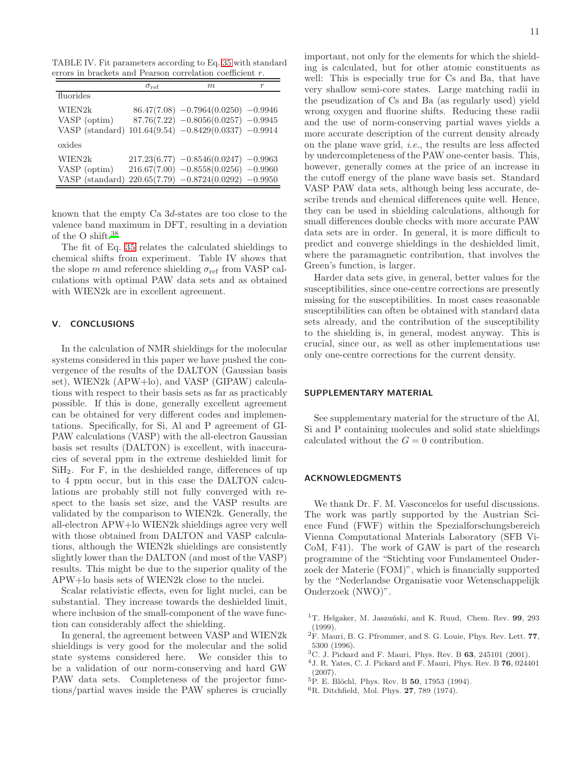TABLE IV. Fit parameters according to Eq. 35 with standard errors in brackets and Pearson correlation coefficient $r$.

| | $\sigma_{\text{ref}}$ | $m$ | $r$ |
|---|---|---|---|
| fluorides | | | |
| WIEN2k | 86.47(7.08) | −0.7964(0.0250) | −0.9946 |
| VASP (optim) | 87.76(7.22) | −0.8056(0.0257) | −0.9945 |
| VASP (standard) | 101.64(9.54) | −0.8429(0.0337) | −0.9914 |
| oxides | | | |
| WIEN2k | 217.23(6.77) | −0.8546(0.0247) | −0.9963 |
| VASP (optim) | 216.67(7.00) | −0.8558(0.0256) | −0.9960 |
| VASP (standard) | 220.65(7.79) | −0.8724(0.0292) | −0.9950 |

known that the empty Ca 3$d$-states are too close to the valence band maximum in DFT, resulting in a deviation of the O shift.[38]

The fit of Eq. 35 relates the calculated shieldings to chemical shifts from experiment. Table IV shows that the slope $m$ amd reference shielding $\sigma_{\text{ref}}$ from VASP calculations with optimal PAW data sets and as obtained with WIEN2k are in excellent agreement.

## V. CONCLUSIONS

In the calculation of NMR shieldings for the molecular systems considered in this paper we have pushed the convergence of the results of the DALTON (Gaussian basis set), WIEN2k (APW+lo), and VASP (GIPAW) calculations with respect to their basis sets as far as practicably possible. If this is done, generally excellent agreement can be obtained for very different codes and implementations. Specifically, for Si, Al and P agreement of GIPAW calculations (VASP) with the all-electron Gaussian basis set results (DALTON) is excellent, with inaccuracies of several ppm in the extreme deshielded limit for $SiH_2$. For F, in the deshielded range, differences of up to 4 ppm occur, but in this case the DALTON calculations are probably still not fully converged with respect to the basis set size, and the VASP results are validated by the comparison to WIEN2k. Generally, the all-electron APW+lo WIEN2k shieldings agree very well with those obtained from DALTON and VASP calculations, although the WIEN2k shieldings are consistently slightly lower than the DALTON (and most of the VASP) results. This might be due to the superior quality of the APW+lo basis sets of WIEN2k close to the nuclei.

Scalar relativistic effects, even for light nuclei, can be substantial. They increase towards the deshielded limit, where inclusion of the small-component of the wave function can considerably affect the shielding.

In general, the agreement between VASP and WIEN2k shieldings is very good for the molecular and the solid state systems considered here. We consider this to be a validation of our norm-conserving and hard GW PAW data sets. Completeness of the projector functions/partial waves inside the PAW spheres is crucially important, not only for the elements for which the shielding is calculated, but for other atomic constituents as well: This is especially true for Cs and Ba, that have very shallow semi-core states. Large matching radii in the pseudization of Cs and Ba (as regularly used) yield wrong oxygen and fluorine shifts. Reducing these radii and the use of norm-conserving partial waves yields a more accurate description of the current density already on the plane wave grid, *i.e.*, the results are less affected by undercompleteness of the PAW one-center basis. This, however, generally comes at the price of an increase in the cutoff energy of the plane wave basis set. Standard VASP PAW data sets, although being less accurate, describe trends and chemical differences quite well. Hence, they can be used in shielding calculations, although for small differences double checks with more accurate PAW data sets are in order. In general, it is more difficult to predict and converge shieldings in the deshielded limit, where the paramagnetic contribution, that involves the Green's function, is larger.

Harder data sets give, in general, better values for the susceptibilities, since one-centre corrections are presently missing for the susceptibilities. In most cases reasonable susceptibilities can often be obtained with standard data sets already, and the contribution of the susceptibility to the shielding is, in general, modest anyway. This is crucial, since our, as well as other implementations use only one-centre corrections for the current density.

## SUPPLEMENTARY MATERIAL

See supplementary material for the structure of the Al, Si and P containing molecules and solid state shieldings calculated without the $G = 0$ contribution.

## ACKNOWLEDGMENTS

We thank Dr. F. M. Vasconcelos for useful discussions. The work was partly supported by the Austrian Science Fund (FWF) within the Spezialforschungsbereich Vienna Computational Materials Laboratory (SFB ViCoM, F41). The work of GAW is part of the research programme of the "Stichting voor Fundamenteel Onderzoek der Materie (FOM)", which is financially supported by the "Nederlandse Organisatie voor Wetenschappelijk Onderzoek (NWO)".

[1] T. Helgaker, M. Jaszuński, and K. Ruud, Chem. Rev. **99**, 293 (1999).
[2] F. Mauri, B. G. Pfrommer, and S. G. Louie, Phys. Rev. Lett. **77**, 5300 (1996).
[3] C. J. Pickard and F. Mauri, Phys. Rev. B **63**, 245101 (2001).
[4] J. R. Yates, C. J. Pickard and F. Mauri, Phys. Rev. B **76**, 024401 (2007).
[5] P. E. Blöchl, Phys. Rev. B **50**, 17953 (1994).
[6] R. Ditchfield, Mol. Phys. **27**, 789 (1974).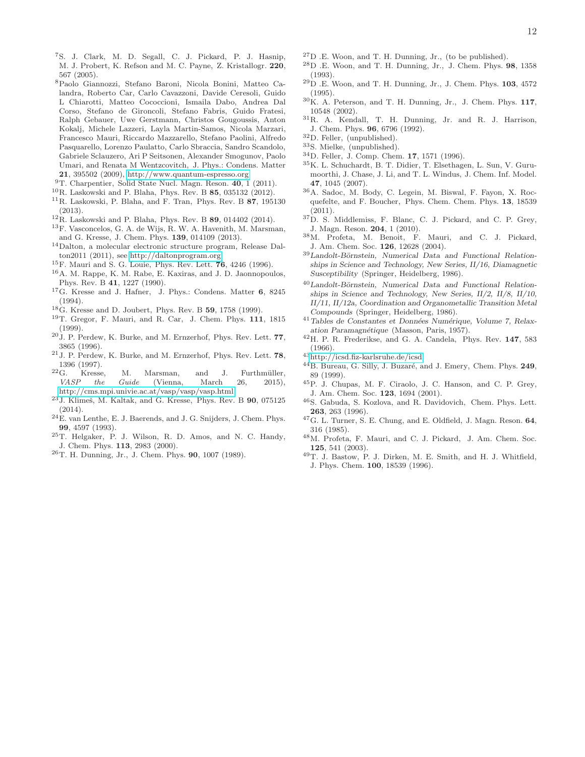[7] S. J. Clark, M. D. Segall, C. J. Pickard, P. J. Hasnip, M. J. Probert, K. Refson and M. C. Payne, Z. Kristallogr. **220**, 567 (2005).

[8] Paolo Giannozzi, Stefano Baroni, Nicola Bonini, Matteo Calandra, Roberto Car, Carlo Cavazzoni, Davide Ceresoli, Guido L Chiarotti, Matteo Cococcioni, Ismaila Dabo, Andrea Dal Corso, Stefano de Gironcoli, Stefano Fabris, Guido Fratesi, Ralph Gebauer, Uwe Gerstmann, Christos Gougoussis, Anton Kokalj, Michele Lazzeri, Layla Martin-Samos, Nicola Marzari, Francesco Mauri, Riccardo Mazzarello, Stefano Paolini, Alfredo Pasquarello, Lorenzo Paulatto, Carlo Sbraccia, Sandro Scandolo, Gabriele Sclauzero, Ari P Seitsonen, Alexander Smogunov, Paolo Umari, and Renata M Wentzcovitch, J. Phys.: Condens. Matter **21**, 395502 (2009), http://www.quantum-espresso.org

[9] T. Charpentier, Solid State Nucl. Magn. Reson. **40**, 1 (2011).

[10] R. Laskowski and P. Blaha, Phys. Rev. B **85**, 035132 (2012).

[11] R. Laskowski, P. Blaha, and F. Tran, Phys. Rev. B **87**, 195130 (2013).

[12] R. Laskowski and P. Blaha, Phys. Rev. B **89**, 014402 (2014).

[13] F. Vasconcelos, G. A. de Wijs, R. W. A. Havenith, M. Marsman, and G. Kresse, J. Chem. Phys. **139**, 014109 (2013).

[14] Dalton, a molecular electronic structure program, Release Dalton2011 (2011), see http://daltonprogram.org

[15] F. Mauri and S. G. Louie, Phys. Rev. Lett. **76**, 4246 (1996).

[16] A. M. Rappe, K. M. Rabe, E. Kaxiras, and J. D. Jaonnopoulos, Phys. Rev. B **41**, 1227 (1990).

[17] G. Kresse and J. Hafner, J. Phys.: Condens. Matter **6**, 8245 (1994).

[18] G. Kresse and D. Joubert, Phys. Rev. B **59**, 1758 (1999).

[19] T. Gregor, F. Mauri, and R. Car, J. Chem. Phys. **111**, 1815 (1999).

[20] J. P. Perdew, K. Burke, and M. Ernzerhof, Phys. Rev. Lett. **77**, 3865 (1996).

[21] J. P. Perdew, K. Burke, and M. Ernzerhof, Phys. Rev. Lett. **78**, 1396 (1997).

[22] G. Kresse, M. Marsman, and J. Furthmüller, *VASP the Guide* (Vienna, March 26, 2015), http://cms.mpi.univie.ac.at/vasp/vasp/vasp.html

[23] J. Klimeš, M. Kaltak, and G. Kresse, Phys. Rev. B **90**, 075125 (2014).

[24] E. van Lenthe, E. J. Baerends, and J. G. Snijders, J. Chem. Phys. **99**, 4597 (1993).

[25] T. Helgaker, P. J. Wilson, R. D. Amos, and N. C. Handy, J. Chem. Phys. **113**, 2983 (2000).

[26] T. H. Dunning, Jr., J. Chem. Phys. **90**, 1007 (1989).

[27] D .E. Woon, and T. H. Dunning, Jr., (to be published).

[28] D .E. Woon, and T. H. Dunning, Jr., J. Chem. Phys. **98**, 1358 (1993).

[29] D .E. Woon, and T. H. Dunning, Jr., J. Chem. Phys. **103**, 4572 (1995).

[30] K. A. Peterson, and T. H. Dunning, Jr., J. Chem. Phys. **117**, 10548 (2002).

[31] R. A. Kendall, T. H. Dunning, Jr. and R. J. Harrison, J. Chem. Phys. **96**, 6796 (1992).

[32] D. Feller, (unpublished).

[33] S. Mielke, (unpublished).

[34] D. Feller, J. Comp. Chem. **17**, 1571 (1996).

[35] K. L. Schuchardt, B. T. Didier, T. Elsethagen, L. Sun, V. Gurumoorthi, J. Chase, J. Li, and T. L. Windus, J. Chem. Inf. Model. **47**, 1045 (2007).

[36] A. Sadoc, M. Body, C. Legein, M. Biswal, F. Fayon, X. Rocquefelte, and F. Boucher, Phys. Chem. Chem. Phys. **13**, 18539 (2011).

[37] D. S. Middlemiss, F. Blanc, C. J. Pickard, and C. P. Grey, J. Magn. Reson. **204**, 1 (2010).

[38] M. Profeta, M. Benoit, F. Mauri, and C. J. Pickard, J. Am. Chem. Soc. **126**, 12628 (2004).

[39] *Landolt-Börnstein, Numerical Data and Functional Relationships in Science and Technology, New Series, II/16, Diamagnetic Susceptibility* (Springer, Heidelberg, 1986).

[40] *Landolt-Börnstein, Numerical Data and Functional Relationships in Science and Technology, New Series, II/2, II/8, II/10, II/11, II/12a, Coordination and Organometallic Transition Metal Compounds* (Springer, Heidelberg, 1986).

[41] *Tables de Constantes et Données Numérique, Volume 7, Relaxation Paramagnétique* (Masson, Paris, 1957).

[42] H. P. R. Frederikse, and G. A. Candela, Phys. Rev. **147**, 583 (1966).

[43] http://icsd.fiz-karlsruhe.de/icsd

[44] B. Bureau, G. Silly, J. Buzaré, and J. Emery, Chem. Phys. **249**, 89 (1999).

[45] P. J. Chupas, M. F. Ciraolo, J. C. Hanson, and C. P. Grey, J. Am. Chem. Soc. **123**, 1694 (2001).

[46] S. Gabuda, S. Kozlova, and R. Davidovich, Chem. Phys. Lett. **263**, 263 (1996).

[47] G. L. Turner, S. E. Chung, and E. Oldfield, J. Magn. Reson. **64**, 316 (1985).

[48] M. Profeta, F. Mauri, and C. J. Pickard, J. Am. Chem. Soc. **125**, 541 (2003).

[49] T. J. Bastow, P. J. Dirken, M. E. Smith, and H. J. Whitfield, J. Phys. Chem. **100**, 18539 (1996).